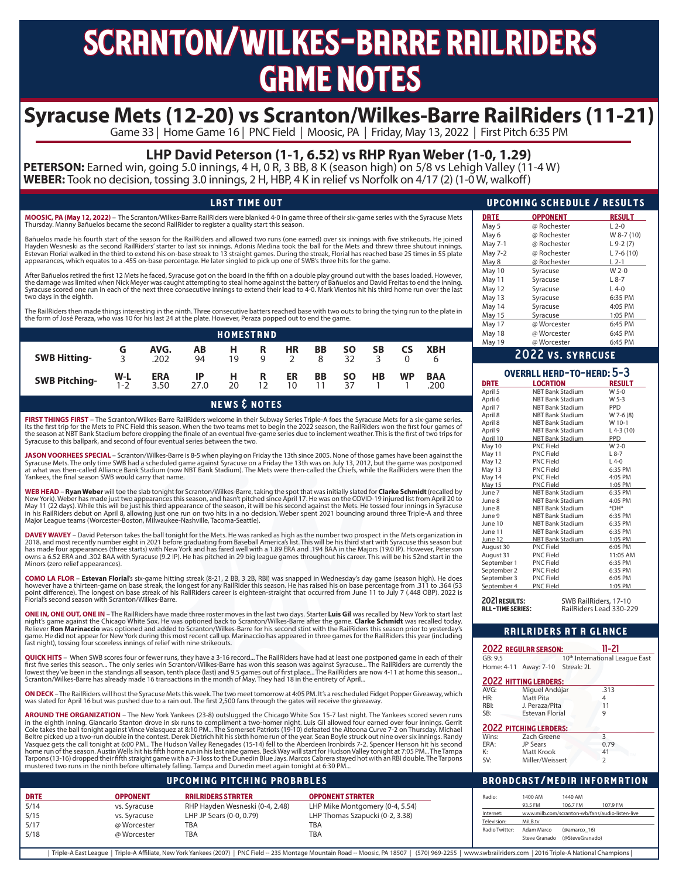# SCRANTON/WILKES-BARRE RAILRIDERS GAME NOTES

## Syracuse Mets (12-20) vs Scranton/Wilkes-Barre RailRiders (11-21)

Game 33 | Home Game 16 | PNC Field | Moosic, PA | Friday, May 13, 2022 | First Pitch 6:35 PM

### LHP David Peterson (1-1, 6.52) vs RHP Ryan Weber (1-0, 1.29)

**PETERSON:** Earned win, going 5.0 innings, 4 H, 0 R, 3 BB, 8 K (season high) on 5/8 vs Lehigh Valley (11-4 W)
**WEBER:** Took no decision, tossing 3.0 innings, 2 H, HBP, 4 K in relief vs Norfolk on 4/17 (2) (1-0 W, walkoff)

### LAST TIME OUT

**MOOSIC, PA (May 12, 2022)** – The Scranton/Wilkes-Barre RailRiders were blanked 4-0 in game three of their six-game series with the Syracuse Mets Thursday. Manny Bañuelos became the second RailRider to register a quality start this season.

Bañuelos made his fourth start of the season for the RailRiders and allowed two runs (one earned) over six innings with five strikeouts. He joined Hayden Wesneski as the second RailRiders' starter to last six innings. Antonio Medina took the ball for the Mets and threw three shutout innings. Estevan Florial walked in the third to extend his on-base streak to 13 straight games. During the streak, Florial has reached base 25 times in 55 plate appearances, which equates to a .455 on-base percentage. He later singled to pick up one of SWB's three hits for the game.

After Bañuelos retired the first 12 Mets he faced, Syracuse got on the board in the fifth on a double play ground out with the bases loaded. However, the damage was limited when Nick Meyer was caught attempting to steal home against the battery of Bañuelos and David Freitas to end the inning. Syracuse scored one run in each of the next three consecutive innings to extend their lead to 4-0. Mark Vientos hit his third home run over the last two days in the eighth.

The RailRiders then made things interesting in the ninth. Three consecutive batters reached base with two outs to bring the tying run to the plate in the form of José Peraza, who was 10 for his last 24 at the plate. However, Peraza popped out to end the game.

### HOMESTAND

| | G | AVG. | AB | H | R | HR | BB | SO | SB | CS | XBH |
|---|---|---|---|---|---|---|---|---|---|---|---|
| SWB Hitting- | 3 | .202 | 94 | 19 | 9 | 2 | 8 | 32 | 3 | 0 | 6 |

| | W-L | ERA | IP | H | R | ER | BB | SO | HB | WP | BAA |
|---|---|---|---|---|---|---|---|---|---|---|---|
| SWB Pitching- | 1-2 | 3.50 | 27.0 | 20 | 12 | 10 | 11 | 37 | 1 | 1 | .200 |

### NEWS & NOTES

**FIRST THINGS FIRST** – The Scranton/Wilkes-Barre RailRiders welcome in their Subway Series Triple-A foes the Syracuse Mets for a six-game series. Its the first trip for the Mets to PNC Field this season. When the two teams met to begin the 2022 season, the RailRiders won the first four games of the season at NBT Bank Stadium before dropping the finale of an eventual five-game series due to inclement weather. This is the first of two trips for Syracuse to this ballpark, and second of four eventual series between the two.

**JASON VOORHEES SPECIAL** – Scranton/Wilkes-Barre is 8-5 when playing on Friday the 13th since 2005. None of those games have been against the Syracuse Mets. The only time SWB had a scheduled game against Syracuse on a Friday the 13th was on July 13, 2012, but the game was postponed at what was then-called Alliance Bank Stadium (now NBT Bank Stadium). The Mets were then-called the Chiefs, while the RailRiders were then the Yankees, the final season SWB would carry that name.

**WEB HEAD** – **Ryan Weber** will toe the slab tonight for Scranton/Wilkes-Barre, taking the spot that was initially slated for **Clarke Schmidt** (recalled by New York). Weber has made just two appearances this season, and hasn't pitched since April 17. He was on the COVID-19 injured list from April 20 to May 11 (22 days). While this will be just his third appearance of the season, it will be his second against the Mets. He tossed four innings in Syracuse in his RailRiders debut on April 8, allowing just one run on two hits in a no decision. Weber spent 2021 bouncing around three Triple-A and three Major League teams (Worcester-Boston, Milwaukee-Nashville, Tacoma-Seattle).

**DAVEY WAVEY** – David Peterson takes the ball tonight for the Mets. He was ranked as high as the number two prospect in the Mets organization in 2018, and most recently number eight in 2021 before graduating from Baseball America's list. This will be his third start with Syracuse this season but has made four appearances (three starts) with New York and has fared well with a 1.89 ERA and .194 BAA in the Majors (19.0 IP). However, Peterson owns a 6.52 ERA and .302 BAA with Syracuse (9.2 IP). He has pitched in 29 big league games throughout his career. This will be his 52nd start in the Minors (zero relief appearances).

**COMO LA FLOR** – **Estevan Florial**'s six-game hitting streak (8-21, 2 BB, 3 2B, RBI) was snapped in Wednesday's day game (season high). He does however have a thirteen-game on base streak, the longest for any RailRider this season. He has raised his on base percentage from .311 to .364 (53 point difference). The longest on base streak of his RailRiders career is eighteen-straight that occurred from June 11 to July 7 (.448 OBP). 2022 is Florial's second season with Scranton/Wilkes-Barre.

**ONE IN, ONE OUT, ONE IN** – The RailRiders have made three roster moves in the last two days. Starter **Luis Gil** was recalled by New York to start last night's game against the Chicago White Sox. He was optioned back to Scranton/Wilkes-Barre after the game. **Clarke Schmidt** was recalled today. Reliever **Ron Marinaccio** was optioned and added to Scranton/Wilkes-Barre for his second stint with the RailRiders this season prior to yesterday's game. He did not appear for New York during this most recent call up. Marinaccio has appeared in three games for the RailRiders this year (including last night), tossing four scoreless innings of relief with nine strikeouts.

**QUICK HITS** – When SWB scores four or fewer runs, they have a 3-16 record... The RailRiders have had at least one postponed game in each of their first five series this season... The only series win Scranton/Wilkes-Barre has won this season was against Syracuse... The RailRiders are currently the lowest they've been in the standings all season, tenth place (last) and 9.5 games out of first place... The RailRiders are now 4-11 at home this season... Scranton/Wilkes-Barre has already made 16 transactions in the month of May. They had 18 in the entirety of April...

**ON DECK** – The RailRiders will host the Syracuse Mets this week. The two meet tomorrow at 4:05 PM. It's a rescheduled Fidget Popper Giveaway, which was slated for April 16 but was pushed due to a rain out. The first 2,500 fans through the gates will receive the giveaway.

**AROUND THE ORGANIZATION** – The New York Yankees (23-8) outslugged the Chicago White Sox 15-7 last night. The Yankees scored seven runs in the eighth inning. Giancarlo Stanton drove in six runs to compliment a two-homer night. Luis Gil allowed four earned over four innings. Gerrit Cole takes the ball tonight against Vince Velasquez at 8:10 PM... The Somerset Patriots (19-10) defeated the Altoona Curve 7-2 on Thursday. Michael Beltre picked up a two-run double in the contest. Derek Dietrich hit his sixth home run of the year. Sean Boyle struck out nine over six innings. Randy Vasquez gets the call tonight at 6:00 PM... The Hudson Valley Renegades (15-14) fell to the Aberdeen Ironbirds 7-2. Spencer Henson hit his second home run of the season. Austin Wells hit his fifth home run in his last nine games. Beck Way will start for Hudson Valley tonight at 7:05 PM... The Tampa Tarpons (13-16) dropped their fifth straight game with a 7-3 loss to the Dunedin Blue Jays. Marcos Cabrera stayed hot with an RBI double. The Tarpons mustered two runs in the ninth before ultimately falling. Tampa and Dunedin meet again tonight at 6:30 PM...

### UPCOMING PITCHING PROBABLES

| DATE | OPPONENT | RAILRIDERS STARTER | OPPONENT STARTER |
|---|---|---|---|
| 5/14 | vs. Syracuse | RHP Hayden Wesneski (0-4, 2.48) | LHP Mike Montgomery (0-4, 5.54) |
| 5/15 | vs. Syracuse | LHP JP Sears (0-0, 0.79) | LHP Thomas Szapucki (0-2, 3.38) |
| 5/17 | @ Worcester | TBA | TBA |
| 5/18 | @ Worcester | TBA | TBA |

### UPCOMING SCHEDULE / RESULTS

| DATE | OPPONENT | RESULT |
|---|---|---|
| May 5 | @ Rochester | L 2-0 |
| May 6 | @ Rochester | W 8-7 (10) |
| May 7-1 | @ Rochester | L 9-2 (7) |
| May 7-2 | @ Rochester | L 7-6 (10) |
| May 8 | @ Rochester | L 2-1 |
| May 10 | Syracuse | W 2-0 |
| May 11 | Syracuse | L 8-7 |
| May 12 | Syracuse | L 4-0 |
| May 13 | Syracuse | 6:35 PM |
| May 14 | Syracuse | 4:05 PM |
| May 15 | Syracuse | 1:05 PM |
| May 17 | @ Worcester | 6:45 PM |
| May 18 | @ Worcester | 6:45 PM |
| May 19 | @ Worcester | 6:45 PM |

### 2022 VS. SYRACUSE

#### OVERALL HEAD-TO-HEAD: 5-3

| DATE | LOCATION | RESULT |
|---|---|---|
| April 5 | NBT Bank Stadium | W 5-0 |
| Aprli 6 | NBT Bank Stadium | W 5-3 |
| April 7 | NBT Bank Stadium | PPD |
| April 8 | NBT Bank Stadium | W 7-6 (8) |
| April 8 | NBT Bank Stadium | W 10-1 |
| April 9 | NBT Bank Stadium | L 4-3 (10) |
| April 10 | NBT Bank Stadium | PPD |
| May 10 | PNC Field | W 2-0 |
| May 11 | PNC Field | L 8-7 |
| May 12 | PNC Field | L 4-0 |
| May 13 | PNC Field | 6:35 PM |
| May 14 | PNC Field | 4:05 PM |
| May 15 | PNC Field | 1:05 PM |
| June 7 | NBT Bank Stadium | 6:35 PM |
| June 8 | NBT Bank Stadium | 4:05 PM |
| June 8 | NBT Bank Stadium | *DH* |
| June 9 | NBT Bank Stadium | 6:35 PM |
| June 10 | NBT Bank Stadium | 6:35 PM |
| June 11 | NBT Bank Stadium | 6:35 PM |
| June 12 | NBT Bank Stadium | 1:05 PM |
| August 30 | PNC Field | 6:05 PM |
| August 31 | PNC Field | 11:05 AM |
| September 1 | PNC Field | 6:35 PM |
| September 2 | PNC Field | 6:35 PM |
| September 3 | PNC Field | 6:05 PM |
| September 4 | PNC Field | 1:05 PM |

**2021 RESULTS:** SWB RailRiders, 17-10
**ALL-TIME SERIES:** RailRiders Lead 330-229

### RAILRIDERS AT A GLANCE

**2022 REGULAR SEASON: 11-21**

GB: 9.5 — 10th International League East
Home: 4-11 Away: 7-10 Streak: 2L

**2022 HITTING LEADERS:**

| | | |
|---|---|---|
| AVG: | Miguel Andújar | .313 |
| HR: | Matt Pita | 4 |
| RBI: | J. Peraza/Pita | 11 |
| SB: | Estevan Florial | 9 |

**2022 PITCHING LEADERS:**

| | | |
|---|---|---|
| Wins: | Zach Greene | 3 |
| ERA: | JP Sears | 0.79 |
| K: | Matt Krook | 41 |
| SV: | Miller/Weissert | 2 |

### BROADCAST/MEDIA INFORMATION

| | | | |
|---|---|---|---|
| Radio: | 1400 AM | 1440 AM | |
| | 93.5 FM | 106.7 FM | 107.9 FM |
| Internet: | www.milb.com/scranton-wb/fans/audio-listen-live | | |
| Television: | MiLB.tv | | |
| Radio Twitter: | Adam Marco | (@amarco_16) | |
| | Steve Granado | (@SteveGranado) | |

| Triple-A East League | Triple-A Affiliate, New York Yankees (2007) | PNC Field -- 235 Montage Mountain Road -- Moosic, PA 18507 | (570) 969-2255 | www.swbrailriders.com | 2016 Triple-A National Champions |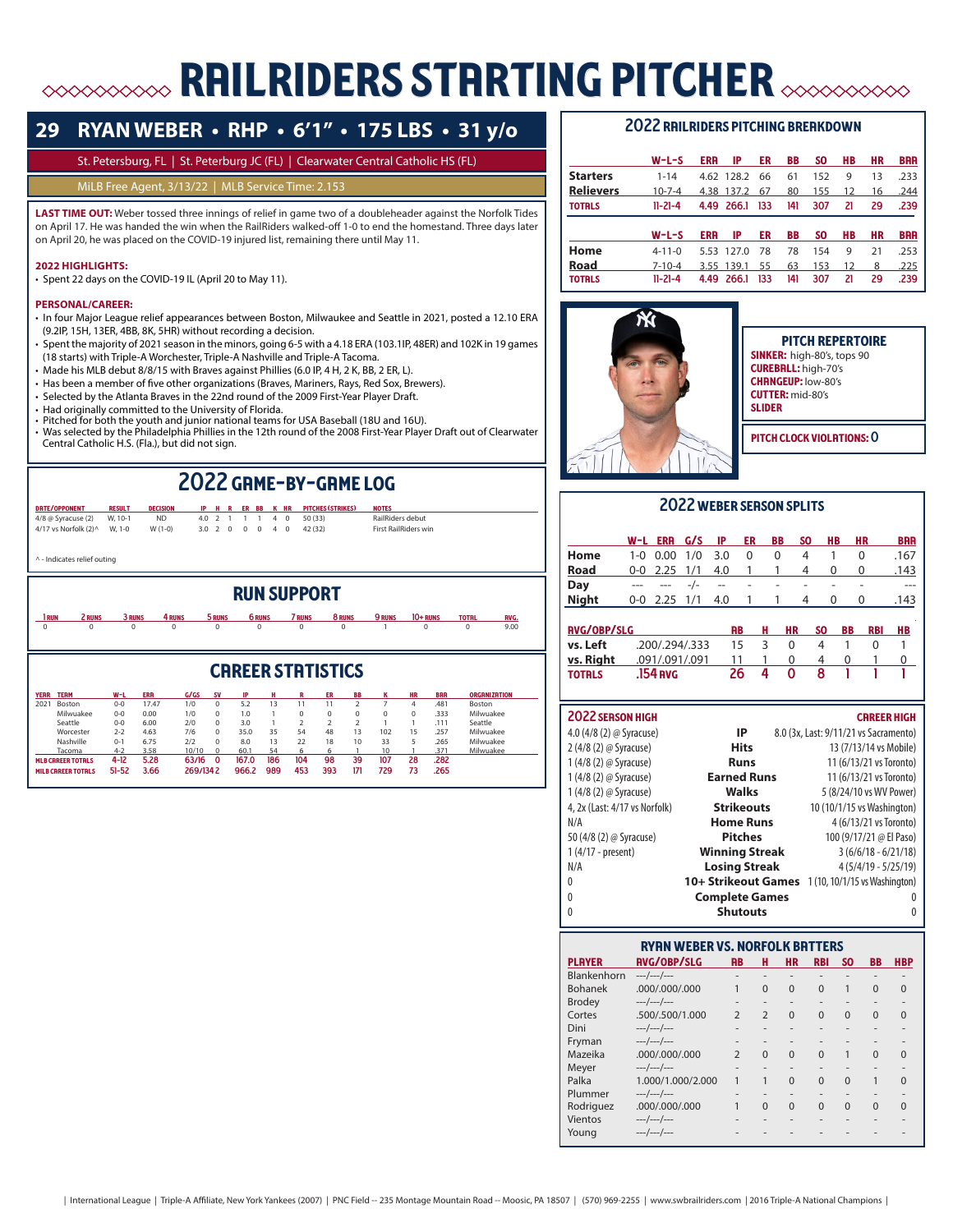# RAILRIDERS STARTING PITCHER

## 29 RYAN WEBER • RHP • 6'1" • 175 LBS • 31 y/o

St. Petersburg, FL | St. Peterburg JC (FL) | Clearwater Central Catholic HS (FL)

MiLB Free Agent, 3/13/22 | MLB Service Time: 2.153

**LAST TIME OUT:** Weber tossed three innings of relief in game two of a doubleheader against the Norfolk Tides on April 17. He was handed the win when the RailRiders walked-off 1-0 to end the homestand. Three days later on April 20, he was placed on the COVID-19 injured list, remaining there until May 11.

**2022 HIGHLIGHTS:**
- Spent 22 days on the COVID-19 IL (April 20 to May 11).

**PERSONAL/CAREER:**
- In four Major League relief appearances between Boston, Milwaukee and Seattle in 2021, posted a 12.10 ERA (9.2IP, 15H, 13ER, 4BB, 8K, 5HR) without recording a decision.
- Spent the majority of 2021 season in the minors, going 6-5 with a 4.18 ERA (103.1IP, 48ER) and 102K in 19 games (18 starts) with Triple-A Worchester, Triple-A Nashville and Triple-A Tacoma.
- Made his MLB debut 8/8/15 with Braves against Phillies (6.0 IP, 4 H, 2 K, BB, 2 ER, L).
- Has been a member of five other organizations (Braves, Mariners, Rays, Red Sox, Brewers).
- Selected by the Atlanta Braves in the 22nd round of the 2009 First-Year Player Draft.
- Had originally committed to the University of Florida.
- Pitched for both the youth and junior national teams for USA Baseball (18U and 16U).
- Was selected by the Philadelphia Phillies in the 12th round of the 2008 First-Year Player Draft out of Clearwater Central Catholic H.S. (Fla.), but did not sign.

## 2022 GAME-BY-GAME LOG

| DATE/OPPONENT | RESULT | DECISION | IP | H | R | ER | BB | K | HR | PITCHES (STRIKES) | NOTES |
|---|---|---|---|---|---|---|---|---|---|---|---|
| 4/8 @ Syracuse (2) | W, 10-1 | ND | 4.0 | 2 | 1 | 1 | 1 | 4 | 0 | 50 (33) | RailRiders debut |
| 4/17 vs Norfolk (2)^ | W, 1-0 | W (1-0) | 3.0 | 2 | 0 | 0 | 0 | 4 | 0 | 42 (32) | First RailRiders win |

^ - Indicates relief outing

## RUN SUPPORT

| 1 RUN | 2 RUNS | 3 RUNS | 4 RUNS | 5 RUNS | 6 RUNS | 7 RUNS | 8 RUNS | 9 RUNS | 10+ RUNS | TOTAL | AVG. |
|---|---|---|---|---|---|---|---|---|---|---|---|
| 0 | 0 | 0 | 0 | 0 | 0 | 0 | 0 | 1 | 0 | 0 | 9.00 |

## CAREER STATISTICS

| YEAR | TEAM | W-L | ERA | G/GS | SV | IP | H | R | ER | BB | K | HR | BAA | ORGANIZATION |
|---|---|---|---|---|---|---|---|---|---|---|---|---|---|---|
| 2021 | Boston | 0-0 | 17.47 | 1/0 | 0 | 5.2 | 13 | 11 | 11 | 2 | 7 | 4 | .481 | Boston |
| | Milwaukee | 0-0 | 0.00 | 1/0 | 0 | 1.0 | 1 | 0 | 0 | 0 | 0 | 0 | .333 | Milwaukee |
| | Seattle | 0-0 | 6.00 | 2/0 | 0 | 3.0 | 1 | 2 | 2 | 2 | 1 | 1 | .111 | Seattle |
| | Worcester | 2-2 | 4.63 | 7/6 | 0 | 35.0 | 35 | 54 | 48 | 13 | 102 | 15 | .257 | Milwaukee |
| | Nashville | 0-1 | 6.75 | 2/2 | 0 | 8.0 | 13 | 22 | 18 | 10 | 33 | 5 | .265 | Milwaukee |
| | Tacoma | 4-2 | 3.58 | 10/10 | 0 | 60.1 | 54 | 6 | 6 | 1 | 10 | 1 | .371 | Milwaukee |
| **MLB CAREER TOTALS** | | **4-12** | **5.28** | **63/16** | **0** | **167.0** | **186** | **104** | **98** | **39** | **107** | **28** | **.282** | |
| **MILB CAREER TOTALS** | | **51-52** | **3.66** | **269/134** | **2** | **966.2** | **989** | **453** | **393** | **171** | **729** | **73** | **.265** | |

## 2022 RAILRIDERS PITCHING BREAKDOWN

| | W-L-S | ERA | IP | ER | BB | SO | HB | HR | BAA |
|---|---|---|---|---|---|---|---|---|---|
| Starters | 1-14 | 4.62 | 128.2 | 66 | 61 | 152 | 9 | 13 | .233 |
| Relievers | 10-7-4 | 4.38 | 137.2 | 67 | 80 | 155 | 12 | 16 | .244 |
| **TOTALS** | **11-21-4** | **4.49** | **266.1** | **133** | **141** | **307** | **21** | **29** | **.239** |

| | W-L-S | ERA | IP | ER | BB | SO | HB | HR | BAA |
|---|---|---|---|---|---|---|---|---|---|
| Home | 4-11-0 | 5.53 | 127.0 | 78 | 78 | 154 | 9 | 21 | .253 |
| Road | 7-10-4 | 3.55 | 139.1 | 55 | 63 | 153 | 12 | 8 | .225 |
| **TOTALS** | **11-21-4** | **4.49** | **266.1** | **133** | **141** | **307** | **21** | **29** | **.239** |

### PITCH REPERTOIRE
**SINKER:** high-80's, tops 90
**CUREBALL:** high-70's
**CHANGEUP:** low-80's
**CUTTER:** mid-80's
**SLIDER**

**PITCH CLOCK VIOLATIONS: 0**

## 2022 WEBER SEASON SPLITS

| | W-L | ERA | G/S | IP | ER | BB | SO | HB | HR | BAA |
|---|---|---|---|---|---|---|---|---|---|---|
| Home | 1-0 | 0.00 | 1/0 | 3.0 | 0 | 0 | 4 | 1 | 0 | .167 |
| Road | 0-0 | 2.25 | 1/1 | 4.0 | 1 | 1 | 4 | 0 | 0 | .143 |
| Day | --- | --- | -/- | -- | - | - | - | - | - | --- |
| Night | 0-0 | 2.25 | 1/1 | 4.0 | 1 | 1 | 4 | 0 | 0 | .143 |

| | AVG/OBP/SLG | AB | H | HR | SO | BB | RBI | HB |
|---|---|---|---|---|---|---|---|---|
| vs. Left | .200/.294/.333 | 15 | 3 | 0 | 4 | 1 | 0 | 1 |
| vs. Right | .091/.091/.091 | 11 | 1 | 0 | 4 | 0 | 1 | 0 |
| **TOTALS** | **.154 AVG** | **26** | **4** | **0** | **8** | **1** | **1** | **1** |

| 2022 SEASON HIGH | | CAREER HIGH |
|---|---|---|
| 4.0 (4/8 (2) @ Syracuse) | IP | 8.0 (3x, Last: 9/11/21 vs Sacramento) |
| 2 (4/8 (2) @ Syracuse) | Hits | 13 (7/13/14 vs Mobile) |
| 1 (4/8 (2) @ Syracuse) | Runs | 11 (6/13/21 vs Toronto) |
| 1 (4/8 (2) @ Syracuse) | Earned Runs | 11 (6/13/21 vs Toronto) |
| 1 (4/8 (2) @ Syracuse) | Walks | 5 (8/24/10 vs WV Power) |
| 4, 2x (Last: 4/17 vs Norfolk) | Strikeouts | 10 (10/1/15 vs Washington) |
| N/A | Home Runs | 4 (6/13/21 vs Toronto) |
| 50 (4/8 (2) @ Syracuse) | Pitches | 100 (9/17/21 @ El Paso) |
| 1 (4/17 - present) | Winning Streak | 3 (6/6/18 - 6/21/18) |
| N/A | Losing Streak | 4 (5/4/19 - 5/25/19) |
| 0 | 10+ Strikeout Games | 1 (10, 10/1/15 vs Washington) |
| 0 | Complete Games | 0 |
| 0 | Shutouts | 0 |

## RYAN WEBER VS. NORFOLK BATTERS

| PLAYER | AVG/OBP/SLG | AB | H | HR | RBI | SO | BB | HBP |
|---|---|---|---|---|---|---|---|---|
| Blankenhorn | ---/---/--- | - | - | - | - | - | - | - |
| Bohanek | .000/.000/.000 | 1 | 0 | 0 | 0 | 1 | 0 | 0 |
| Brodey | ---/---/--- | - | - | - | - | - | - | - |
| Cortes | .500/.500/1.000 | 2 | 2 | 0 | 0 | 0 | 0 | 0 |
| Dini | ---/---/--- | - | - | - | - | - | - | - |
| Fryman | ---/---/--- | - | - | - | - | - | - | - |
| Mazeika | .000/.000/.000 | 2 | 0 | 0 | 0 | 1 | 0 | 0 |
| Meyer | ---/---/--- | - | - | - | - | - | - | - |
| Palka | 1.000/1.000/2.000 | 1 | 1 | 0 | 0 | 0 | 1 | 0 |
| Plummer | ---/---/--- | - | - | - | - | - | - | - |
| Rodriguez | .000/.000/.000 | 1 | 0 | 0 | 0 | 0 | 0 | 0 |
| Vientos | ---/---/--- | - | - | - | - | - | - | - |
| Young | ---/---/--- | - | - | - | - | - | - | - |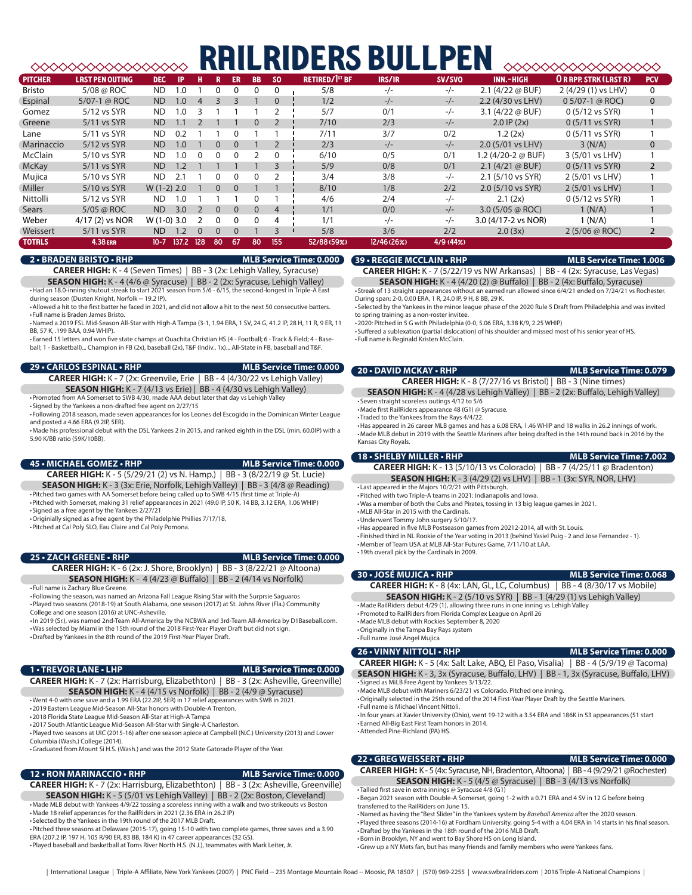# RAILRIDERS BULLPEN

| PITCHER | LAST PEN OUTING | DEC | IP | H | R | ER | BB | SO | RETIRED/1ST BF | IRS/IR | SV/SVO | INN.-HIGH | 0 R APP. STRK (LAST R) | PCV |
|---|---|---|---|---|---|---|---|---|---|---|---|---|---|---|
| Bristo | 5/08 @ ROC | ND | 1.0 | 1 | 0 | 0 | 0 | 0 | 5/8 | -/- | -/- | 2.1 (4/22 @ BUF) | 2 (4/29 (1) vs LHV) | 0 |
| Espinal | 5/07-1 @ ROC | ND | 1.0 | 4 | 3 | 3 | 1 | 0 | 1/2 | -/- | -/- | 2.2 (4/30 vs LHV) | 0 5/07-1 @ ROC) | 0 |
| Gomez | 5/12 vs SYR | ND | 1.0 | 3 | 1 | 1 | 1 | 2 | 5/7 | 0/1 | -/- | 3.1 (4/22 @ BUF) | 0 (5/12 vs SYR) | 1 |
| Greene | 5/11 vs SYR | ND | 1.1 | 2 | 1 | 1 | 0 | 2 | 7/10 | 2/3 | -/- | 2.0 IP (2x) | 0 (5/11 vs SYR) | 1 |
| Lane | 5/11 vs SYR | ND | 0.2 | 1 | 1 | 0 | 1 | 1 | 7/11 | 3/7 | 0/2 | 1.2 (2x) | 0 (5/11 vs SYR) | 1 |
| Marinaccio | 5/12 vs SYR | ND | 1.0 | 1 | 0 | 0 | 1 | 2 | 2/3 | -/- | -/- | 2.0 (5/01 vs LHV) | 3 (N/A) | 0 |
| McClain | 5/10 vs SYR | ND | 1.0 | 0 | 0 | 0 | 2 | 0 | 6/10 | 0/5 | 0/1 | 1.2 (4/20-2 @ BUF) | 3 (5/01 vs LHV) | 1 |
| McKay | 5/11 vs SYR | ND | 1.2 | 1 | 1 | 1 | 1 | 3 | 5/9 | 0/8 | 0/1 | 2.1 (4/21 @ BUF) | 0 (5/11 vs SYR) | 2 |
| Mujica | 5/10 vs SYR | ND | 2.1 | 1 | 0 | 0 | 0 | 2 | 3/4 | 3/8 | -/- | 2.1 (5/10 vs SYR) | 2 (5/01 vs LHV) | 1 |
| Miller | 5/10 vs SYR | W (1-2) | 2.0 | 1 | 0 | 0 | 1 | 1 | 8/10 | 1/8 | 2/2 | 2.0 (5/10 vs SYR) | 2 (5/01 vs LHV) | 1 |
| Nittolli | 5/12 vs SYR | ND | 1.0 | 1 | 1 | 1 | 0 | 1 | 4/6 | 2/4 | -/- | 2.1 (2x) | 0 (5/12 vs SYR) | 1 |
| Sears | 5/05 @ ROC | ND | 3.0 | 2 | 0 | 0 | 0 | 4 | 1/1 | 0/0 | -/- | 3.0 (5/05 @ ROC) | 1 (N/A) | 1 |
| Weber | 4/17 (2) vs NOR | W (1-0) | 3.0 | 2 | 0 | 0 | 0 | 4 | 1/1 | -/- | -/- | 3.0 (4/17-2 vs NOR) | 1 (N/A) | 1 |
| Weissert | 5/11 vs SYR | ND | 1.2 | 0 | 0 | 0 | 1 | 3 | 5/8 | 3/6 | 2/2 | 2.0 (3x) | 2 (5/06 @ ROC) | 2 |
| **TOTALS** | **4.38 ERA** | **10-7** | **137.2** | **128** | **80** | **67** | **80** | **155** | **52/88 (59%)** | **12/46 (26%)** | **4/9 (44%)** | | | |

## 2 • BRADEN BRISTO • RHP — MLB Service Time: 0.000

**CAREER HIGH:** K - 4 (Seven Times) | BB - 3 (2x: Lehigh Valley, Syracuse)

**SEASON HIGH:** K - 4 (4/6 @ Syracuse) | BB - 2 (2x: Syracuse, Lehigh Valley)

- Had an 18.0-inning shutout streak to start 2021 season from 5/6 - 6/15, the second-longest in Triple-A East during season (Dusten Knight, Norfolk -- 19.2 IP).
- Allowed a hit to the first batter he faced in 2021, and did not allow a hit to the next 50 consecutive batters.
- Full name is Braden James Bristo.
- Named a 2019 FSL Mid-Season All-Star with High-A Tampa (3-1, 1.94 ERA, 1 SV, 24 G, 41.2 IP, 28 H, 11 R, 9 ER, 11 BB, 57 K, .199 BAA, 0.94 WHIP).
- Earned 15 letters and won five state champs at Ouachita Christian HS (4 - Football; 6 - Track & Field; 4 - Baseball; 1 - Basketball)... Champion in FB (2x), baseball (2x), T&F (Indiv., 1x)... All-State in FB, baseball and T&F.

## 29 • CARLOS ESPINAL • RHP — MLB Service Time: 0.000

**CAREER HIGH:** K - 7 (2x: Greenvile, Erie | BB - 4 (4/30/22 vs Lehigh Valley)

**SEASON HIGH:** K - 7 (4/13 vs Erie) | BB - 4 (4/30 vs Lehigh Valley)

- Promoted from AA Somerset to SWB 4/30, made AAA debut later that day vs Lehigh Valley
- Signed by the Yankees a non-drafted free agent on 2/27/15
- Following 2018 season, made seven appearances for los Leones del Escogido in the Dominican Winter League and posted a 4.66 ERA (9.2IP, 5ER).
- Made his professional debut with the DSL Yankees 2 in 2015, and ranked eighth in the DSL (min. 60.0IP) with a 5.90 K/BB ratio (59K/10BB).

## 45 • MICHAEL GOMEZ • RHP — MLB Service Time: 0.000

**CAREER HIGH:** K - 5 (5/29/21 (2) vs N. Hamp.) | BB - 3 (8/22/19 @ St. Lucie)

**SEASON HIGH:** K - 3 (3x: Erie, Norfolk, Lehigh Valley) | BB - 3 (4/8 @ Reading)

- Pitched two games with AA Somerset before being called up to SWB 4/15 (first time at Triple-A)
- Pitched with Somerset, making 31 relief appearances in 2021 (49.0 IP, 50 K, 14 BB, 3.12 ERA, 1.06 WHIP)
- Signed as a free agent by the Yankees 2/27/21
- Originally signed as a free agent by the Philadelphie Phillies 7/17/18.
- Pitched at Cal Poly SLO, Eau Claire and Cal Poly Pomona.

## 25 • ZACH GREENE • RHP — MLB Service Time: 0.000

**CAREER HIGH:** K - 6 (2x: J. Shore, Brooklyn) | BB - 3 (8/22/21 @ Altoona)

**SEASON HIGH:** K - 4 (4/23 @ Buffalo) | BB - 2 (4/14 vs Norfolk)

- Full name is Zachary Blue Greene.
- Following the season, was named an Arizona Fall League Rising Star with the Surprsie Saguaros
- Played two seasons (2018-19) at South Alabama, one season (2017) at St. Johns River (Fla.) Community College and one season (2016) at UNC-Asheville.
- In 2019 (Sr.), was named 2nd-Team All-America by the NCBWA and 3rd-Team All-America by D1Baseball.com.
- Was selected by Miami in the 15th round of the 2018 First-Year Player Draft but did not sign.
- Drafted by Yankees in the 8th round of the 2019 First-Year Player Draft.

## 1 • TREVOR LANE • LHP — MLB Service Time: 0.000

**CAREER HIGH:** K - 7 (2x: Harrisburg, Elizabethton) | BB - 3 (2x: Asheville, Greenville)

**SEASON HIGH:** K - 4 (4/15 vs Norfolk) | BB - 2 (4/9 @ Syracuse)

- Went 4-0 with one save and a 1.99 ERA (22.2IP, 5ER) in 17 relief appearances with SWB in 2021.
- 2019 Eastern League Mid-Season All-Star honors with Double-A Trenton.
- 2018 Florida State League Mid-Season All-Star at High-A Tampa
- 2017 South Atlantic League Mid-Season All-Star with Single-A Charleston.
- Played two seasons at UIC (2015-16) after one season apiece at Campbell (N.C.) University (2013) and Lower Columbia (Wash.) College (2014).
- Graduated from Mount Si H.S. (Wash.) and was the 2012 State Gatorade Player of the Year.

## 12 • RON MARINACCIO • RHP — MLB Service Time: 0.000

**CAREER HIGH:** K - 7 (2x: Harrisburg, Elizabethton) | BB - 3 (2x: Asheville, Greenville)

**SEASON HIGH:** K - 5 (5/01 vs Lehigh Valley) | BB - 2 (2x: Boston, Cleveland)

- Made MLB debut with Yankees 4/9/22 tossing a scoreless inning with a walk and two strikeouts vs Boston
- Made 18 relief apperances for the RailRiders in 2021 (2.36 ERA in 26.2 IP)
- Selected by the Yankees in the 19th round of the 2017 MLB Draft.
- Pitched three seasons at Delaware (2015-17), going 15-10 with two complete games, three saves and a 3.90 ERA (207.2 IP, 197 H, 105 R/90 ER, 83 BB, 184 K) in 47 career appearances (32 GS).
- Played baseball and basketball at Toms River North H.S. (N.J.), teammates with Mark Leiter, Jr.

## 39 • REGGIE MCCLAIN • RHP — MLB Service Time: 1.006

**CAREER HIGH:** K - 7 (5/22/19 vs NW Arkansas) | BB - 4 (2x: Syracuse, Las Vegas)

**SEASON HIGH:** K - 4 (4/20 (2) @ Buffalo) | BB - 2 (4x: Buffalo, Syracuse)

- Streak of 13 straight appearances without an earned run allowed since 6/4/21 ended on 7/24/21 vs Rochester. During span: 2-0, 0.00 ERA, 1 R, 24.0 IP, 9 H, 8 BB, 29 K.
- Selected by the Yankees in the minor league phase of the 2020 Rule 5 Draft from Philadelphia and was invited to spring training as a non-roster invitee.
- 2020: Pitched in 5 G with Philadelphia (0-0, 5.06 ERA, 3.38 K/9, 2.25 WHIP)
- Suffered a sublexation (partial dislocation) of his shoulder and missed most of his senior year of HS.
- Full name is Reginald Kristen McClain.

## 20 • DAVID MCKAY • RHP — MLB Service Time: 0.079

**CAREER HIGH:** K - 8 (7/27/16 vs Bristol) | BB - 3 (Nine times)

**SEASON HIGH:** K - 4 (4/28 vs Lehigh Valley) | BB - 2 (2x: Buffalo, Lehigh Valley)

- Seven straight scoreless outings 4/12 to 5/6
- Made first RailRiders appearance 48 (G1) @ Syracuse.
- Traded to the Yankees from the Rays 4/4/22.
- Has appeared in 26 career MLB games and has a 6.08 ERA, 1.46 WHIP and 18 walks in 26.2 innings of work.
- Made MLB debut in 2019 with the Seattle Mariners after being drafted in the 14th round back in 2016 by the Kansas City Royals.

## 18 • SHELBY MILLER • RHP — MLB Service Time: 7.002

**CAREER HIGH:** K - 13 (5/10/13 vs Colorado) | BB - 7 (4/25/11 @ Bradenton)

**SEASON HIGH:** K - 3 (4/29 (2) vs LHV) | BB - 1 (3x: SYR, NOR, LHV)

- Last appeared in the Majors 10/2/21 with Pittsburgh.
- Pitched with two Triple-A teams in 2021: Indianapolis and Iowa.
- Was a member of both the Cubs and Pirates, tossing in 13 big league games in 2021.
- MLB All-Star in 2015 with the Cardinals.
- Underwent Tommy John surgery 5/10/17.
- Has appeared in five MLB Postseason games from 20212-2014, all with St. Louis.
- Finished third in NL Rookie of the Year voting in 2013 (behind Yasiel Puig - 2 and Jose Fernandez - 1).
- Member of Team USA at MLB All-Star Futures Game, 7/11/10 at LAA.
- 19th overall pick by the Cardinals in 2009.

## 30 • JOSÉ MUJICA • RHP — MLB Service Time: 0.068

**CAREER HIGH:** K - 8 (4x: LAN, GL, LC, Columbus) | BB - 4 (8/30/17 vs Mobile)

**SEASON HIGH:** K - 2 (5/10 vs SYR) | BB - 1 (4/29 (1) vs Lehigh Valley)

- Made RailRiders debut 4/29 (1), allowing three runs in one inning vs Lehigh Valley
- Promoted to RailRiders from Florida Complex League on April 26
- Made MLB debut with Rockies September 8, 2020
- Originally in the Tampa Bay Rays system
- Full name José Angel Mujica

## 26 • VINNY NITTOLI • RHP — MLB Service Time: 0.000

**CAREER HIGH:** K - 5 (4x: Salt Lake, ABQ, El Paso, Visalia) | BB - 4 (5/9/19 @ Tacoma)

**SEASON HIGH:** K - 3, 3x (Syracuse, Buffalo, LHV) | BB - 1, 3x (Syracuse, Buffalo, LHV)

- Signed as MiLB Free Agent by Yankees 3/13/22.
- Made MLB debut with Mariners 6/23/21 vs Colorado. Pitched one inning.
- Originally selected in the 25th round of the 2014 First-Year Player Draft by the Seattle Mariners.
- Full name is Michael Vincent Nittoli.
- In four years at Xavier University (Ohio), went 19-12 with a 3.54 ERA and 186K in 53 appearances (51 start
- Earned All-Big East First Team honors in 2014.
- Attended Pine-Richland (PA) HS.

## 22 • GREG WEISSERT • RHP — MLB Service Time: 0.000

**CAREER HIGH:** K - 5 (4x: Syracuse, NH, Bradenton, Altoona) | BB - 4 (9/29/21 @Rochester)

**SEASON HIGH:** K - 5 (4/5 @ Syracuse) | BB - 3 (4/13 vs Norfolk)

- Tallied first save in extra innings @ Syracuse 4/8 (G1)
- Began 2021 season with Double-A Somerset, going 1-2 with a 0.71 ERA and 4 SV in 12 G before being transferred to the RailRiders on June 15.
- Named as having the "Best Slider" in the Yankees system by *Baseball America* after the 2020 season.
- Played three seasons (2014-16) at Fordham University, going 5-4 with a 4.04 ERA in 14 starts in his final season.
- Drafted by the Yankees in the 18th round of the 2016 MLB Draft.
- Born in Brooklyn, NY and went to Bay Shore HS on Long Island.
- Grew up a NY Mets fan, but has many friends and family members who were Yankees fans.

| International League | Triple-A Affiliate, New York Yankees (2007) | PNC Field -- 235 Montage Mountain Road -- Moosic, PA 18507 | (570) 969-2255 | www.swbrailriders.com | 2016 Triple-A National Champions |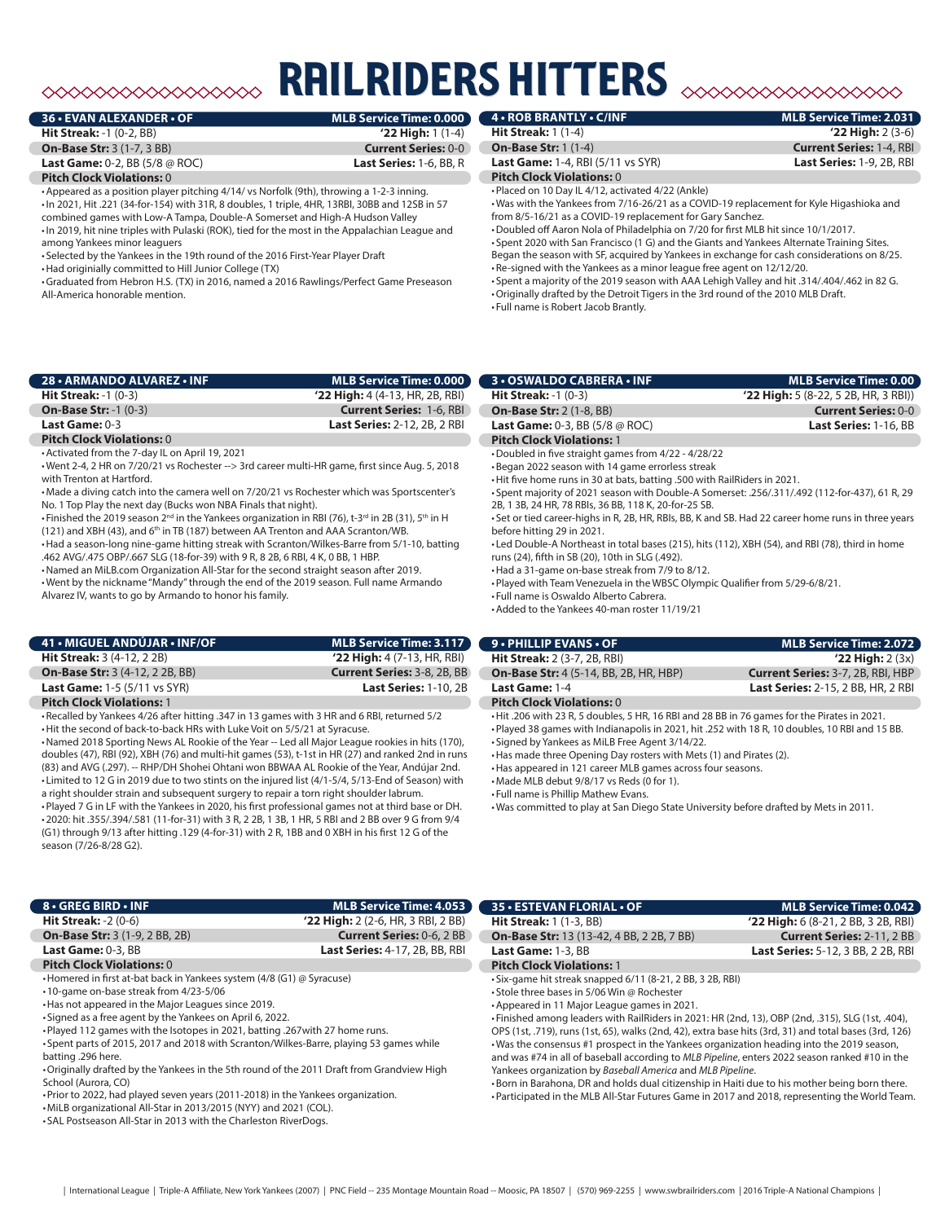# RAILRIDERS HITTERS

## 36 • EVAN ALEXANDER • OF

**MLB Service Time: 0.000**

**Hit Streak:** -1 (0-2, BB) | **'22 High:** 1 (1-4)

**On-Base Str:** 3 (1-7, 3 BB) | **Current Series:** 0-0

**Last Game:** 0-2, BB (5/8 @ ROC) | **Last Series:** 1-6, BB, R

**Pitch Clock Violations:** 0

- Appeared as a position player pitching 4/14/ vs Norfolk (9th), throwing a 1-2-3 inning.
- In 2021, Hit .221 (34-for-154) with 31R, 8 doubles, 1 triple, 4HR, 13RBI, 30BB and 12SB in 57 combined games with Low-A Tampa, Double-A Somerset and High-A Hudson Valley
- In 2019, hit nine triples with Pulaski (ROK), tied for the most in the Appalachian League and among Yankees minor leaguers
- Selected by the Yankees in the 19th round of the 2016 First-Year Player Draft
- Had originially committed to Hill Junior College (TX)
- Graduated from Hebron H.S. (TX) in 2016, named a 2016 Rawlings/Perfect Game Preseason All-America honorable mention.

## 4 • ROB BRANTLY • C/INF

**MLB Service Time: 2.031**

**Hit Streak:** 1 (1-4) | **'22 High:** 2 (3-6)

**On-Base Str:** 1 (1-4) | **Current Series:** 1-4, RBI

**Last Game:** 1-4, RBI (5/11 vs SYR) | **Last Series:** 1-9, 2B, RBI

**Pitch Clock Violations:** 0

- Placed on 10 Day IL 4/12, activated 4/22 (Ankle)
- Was with the Yankees from 7/16-26/21 as a COVID-19 replacement for Kyle Higashioka and from 8/5-16/21 as a COVID-19 replacement for Gary Sanchez.
- Doubled off Aaron Nola of Philadelphia on 7/20 for first MLB hit since 10/1/2017.
- Spent 2020 with San Francisco (1 G) and the Giants and Yankees Alternate Training Sites. Began the season with SF, acquired by Yankees in exchange for cash considerations on 8/25.
- Re-signed with the Yankees as a minor league free agent on 12/12/20.
- Spent a majority of the 2019 season with AAA Lehigh Valley and hit .314/.404/.462 in 82 G.
- Originally drafted by the Detroit Tigers in the 3rd round of the 2010 MLB Draft.
- Full name is Robert Jacob Brantly.

## 28 • ARMANDO ALVAREZ • INF

**MLB Service Time: 0.000**

**Hit Streak:** -1 (0-3) | **'22 High:** 4 (4-13, HR, 2B, RBI)

**On-Base Str:** -1 (0-3) | **Current Series:** 1-6, RBI

**Last Game:** 0-3 | **Last Series:** 2-12, 2B, 2 RBI

**Pitch Clock Violations:** 0

- Activated from the 7-day IL on April 19, 2021
- Went 2-4, 2 HR on 7/20/21 vs Rochester --> 3rd career multi-HR game, first since Aug. 5, 2018 with Trenton at Hartford.
- Made a diving catch into the camera well on 7/20/21 vs Rochester which was Sportscenter's No. 1 Top Play the next day (Bucks won NBA Finals that night).
- Finished the 2019 season 2nd in the Yankees organization in RBI (76), t-3rd in 2B (31), 5th in H (121) and XBH (43), and 6th in TB (187) between AA Trenton and AAA Scranton/WB.
- Had a season-long nine-game hitting streak with Scranton/Wilkes-Barre from 5/1-10, batting .462 AVG/.475 OBP/.667 SLG (18-for-39) with 9 R, 8 2B, 6 RBI, 4 K, 0 BB, 1 HBP.
- Named an MiLB.com Organization All-Star for the second straight season after 2019.
- Went by the nickname "Mandy" through the end of the 2019 season. Full name Armando Alvarez IV, wants to go by Armando to honor his family.

## 3 • OSWALDO CABRERA • INF

**MLB Service Time: 0.00**

**Hit Streak:** -1 (0-3) | **'22 High:** 5 (8-22, 5 2B, HR, 3 RBI))

**On-Base Str:** 2 (1-8, BB) | **Current Series:** 0-0

**Last Game:** 0-3, BB (5/8 @ ROC) | **Last Series:** 1-16, BB

**Pitch Clock Violations:** 1

- Doubled in five straight games from 4/22 - 4/28/22
- Began 2022 season with 14 game errorless streak
- Hit five home runs in 30 at bats, batting .500 with RailRiders in 2021.
- Spent majority of 2021 season with Double-A Somerset: .256/.311/.492 (112-for-437), 61 R, 29 2B, 1 3B, 24 HR, 78 RBIs, 36 BB, 118 K, 20-for-25 SB.
- Set or tied career-highs in R, 2B, HR, RBIs, BB, K and SB. Had 22 career home runs in three years before hitting 29 in 2021.
- Led Double-A Northeast in total bases (215), hits (112), XBH (54), and RBI (78), third in home runs (24), fifth in SB (20), 10th in SLG (.492).
- Had a 31-game on-base streak from 7/9 to 8/12.
- Played with Team Venezuela in the WBSC Olympic Qualifier from 5/29-6/8/21.
- Full name is Oswaldo Alberto Cabrera.
- Added to the Yankees 40-man roster 11/19/21

## 41 • MIGUEL ANDÚJAR • INF/OF

**MLB Service Time: 3.117**

**Hit Streak:** 3 (4-12, 2 2B) | **'22 High:** 4 (7-13, HR, RBI)

**On-Base Str:** 3 (4-12, 2 2B, BB) | **Current Series:** 3-8, 2B, BB

**Last Game:** 1-5 (5/11 vs SYR) | **Last Series:** 1-10, 2B

**Pitch Clock Violations:** 1

- Recalled by Yankees 4/26 after hitting .347 in 13 games with 3 HR and 6 RBI, returned 5/2
- Hit the second of back-to-back HRs with Luke Voit on 5/5/21 at Syracuse.
- Named 2018 Sporting News AL Rookie of the Year -- Led all Major League rookies in hits (170), doubles (47), RBI (92), XBH (76) and multi-hit games (53), t-1st in HR (27) and ranked 2nd in runs (83) and AVG (.297). -- RHP/DH Shohei Ohtani won BBWAA AL Rookie of the Year, Andújar 2nd.
- Limited to 12 G in 2019 due to two stints on the injured list (4/1-5/4, 5/13-End of Season) with a right shoulder strain and subsequent surgery to repair a torn right shoulder labrum.
- Played 7 G in LF with the Yankees in 2020, his first professional games not at third base or DH.
- 2020: hit .355/.394/.581 (11-for-31) with 3 R, 2 2B, 1 3B, 1 HR, 5 RBI and 2 BB over 9 G from 9/4 (G1) through 9/13 after hitting .129 (4-for-31) with 2 R, 1BB and 0 XBH in his first 12 G of the season (7/26-8/28 G2).

## 9 • PHILLIP EVANS • OF

**MLB Service Time: 2.072**

**Hit Streak:** 2 (3-7, 2B, RBI) | **'22 High:** 2 (3x)

**On-Base Str:** 4 (5-14, BB, 2B, HR, HBP) | **Current Series:** 3-7, 2B, RBI, HBP

**Last Game:** 1-4 | **Last Series:** 2-15, 2 BB, HR, 2 RBI

**Pitch Clock Violations:** 0

- Hit .206 with 23 R, 5 doubles, 5 HR, 16 RBI and 28 BB in 76 games for the Pirates in 2021.
- Played 38 games with Indianapolis in 2021, hit .252 with 18 R, 10 doubles, 10 RBI and 15 BB.
- Signed by Yankees as MiLB Free Agent 3/14/22.
- Has made three Opening Day rosters with Mets (1) and Pirates (2).
- Has appeared in 121 career MLB games across four seasons.
- Made MLB debut 9/8/17 vs Reds (0 for 1).
- Full name is Phillip Mathew Evans.
- Was committed to play at San Diego State University before drafted by Mets in 2011.

## 8 • GREG BIRD • INF

**MLB Service Time: 4.053**

**Hit Streak:** -2 (0-6) | **'22 High:** 2 (2-6, HR, 3 RBI, 2 BB)

**On-Base Str:** 3 (1-9, 2 BB, 2B) | **Current Series:** 0-6, 2 BB

**Last Game:** 0-3, BB | **Last Series:** 4-17, 2B, BB, RBI

**Pitch Clock Violations:** 0

- Homered in first at-bat back in Yankees system (4/8 (G1) @ Syracuse)
- 10-game on-base streak from 4/23-5/06
- Has not appeared in the Major Leagues since 2019.
- Signed as a free agent by the Yankees on April 6, 2022.
- Played 112 games with the Isotopes in 2021, batting .267with 27 home runs.
- Spent parts of 2015, 2017 and 2018 with Scranton/Wilkes-Barre, playing 53 games while batting .296 here.
- Originally drafted by the Yankees in the 5th round of the 2011 Draft from Grandview High School (Aurora, CO)
- Prior to 2022, had played seven years (2011-2018) in the Yankees organization.
- MiLB organizational All-Star in 2013/2015 (NYY) and 2021 (COL).
- SAL Postseason All-Star in 2013 with the Charleston RiverDogs.

## 35 • ESTEVAN FLORIAL • OF

**MLB Service Time: 0.042**

**Hit Streak:** 1 (1-3, BB) | **'22 High:** 6 (8-21, 2 BB, 3 2B, RBI)

**On-Base Str:** 13 (13-42, 4 BB, 2 2B, 7 BB) | **Current Series:** 2-11, 2 BB

**Last Game:** 1-3, BB | **Last Series:** 5-12, 3 BB, 2 2B, RBI

**Pitch Clock Violations:** 1

- Six-game hit streak snapped 6/11 (8-21, 2 BB, 3 2B, RBI)
- Stole three bases in 5/06 Win @ Rochester
- Appeared in 11 Major League games in 2021.
- Finished among leaders with RailRiders in 2021: HR (2nd, 13), OBP (2nd, .315), SLG (1st, .404), OPS (1st, .719), runs (1st, 65), walks (2nd, 42), extra base hits (3rd, 31) and total bases (3rd, 126)
- Was the consensus #1 prospect in the Yankees organization heading into the 2019 season, and was #74 in all of baseball according to *MLB Pipeline*, enters 2022 season ranked #10 in the Yankees organization by *Baseball America* and *MLB Pipeline*.
- Born in Barahona, DR and holds dual citizenship in Haiti due to his mother being born there.
- Participated in the MLB All-Star Futures Game in 2017 and 2018, representing the World Team.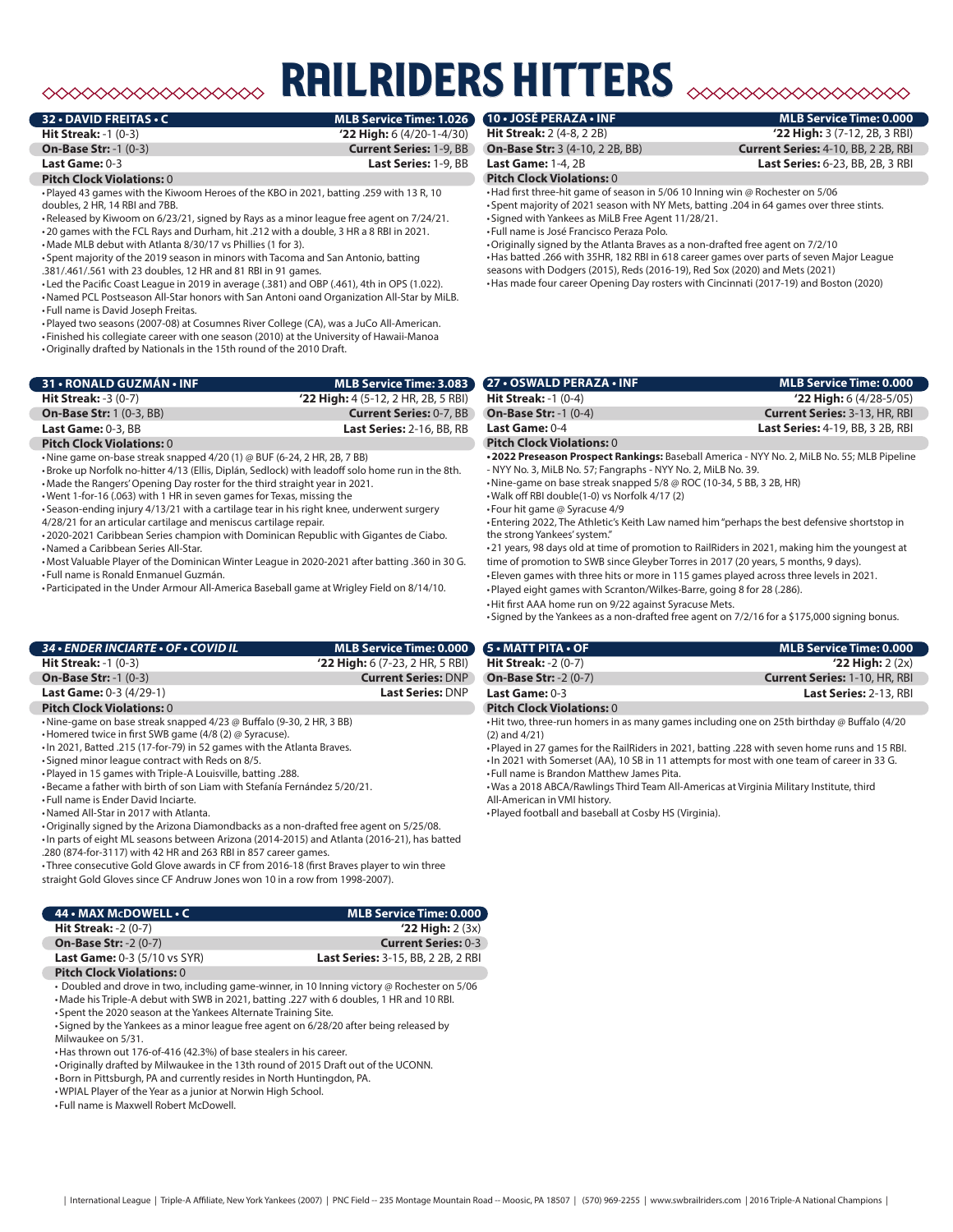# RAILRIDERS HITTERS

## 32 • DAVID FREITAS • C

**MLB Service Time: 1.026**

| | |
|---|---|
| **Hit Streak:** -1 (0-3) | **'22 High:** 6 (4/20-1-4/30) |
| **On-Base Str:** -1 (0-3) | **Current Series:** 1-9, BB |
| **Last Game:** 0-3 | **Last Series:** 1-9, BB |

**Pitch Clock Violations:** 0

- Played 43 games with the Kiwoom Heroes of the KBO in 2021, batting .259 with 13 R, 10 doubles, 2 HR, 14 RBI and 7BB.
- Released by Kiwoom on 6/23/21, signed by Rays as a minor league free agent on 7/24/21.
- 20 games with the FCL Rays and Durham, hit .212 with a double, 3 HR a 8 RBI in 2021.
- Made MLB debut with Atlanta 8/30/17 vs Phillies (1 for 3).
- Spent majority of the 2019 season in minors with Tacoma and San Antonio, batting .381/.461/.561 with 23 doubles, 12 HR and 81 RBI in 91 games.
- Led the Pacific Coast League in 2019 in average (.381) and OBP (.461), 4th in OPS (1.022).
- Named PCL Postseason All-Star honors with San Antoni oand Organization All-Star by MiLB.
- Full name is David Joseph Freitas.
- Played two seasons (2007-08) at Cosumnes River College (CA), was a JuCo All-American.
- Finished his collegiate career with one season (2010) at the University of Hawaii-Manoa
- Originally drafted by Nationals in the 15th round of the 2010 Draft.

## 10 • JOSÉ PERAZA • INF

**MLB Service Time: 0.000**

| | |
|---|---|
| **Hit Streak:** 2 (4-8, 2 2B) | **'22 High:** 3 (7-12, 2B, 3 RBI) |
| **On-Base Str:** 3 (4-10, 2 2B, BB) | **Current Series:** 4-10, BB, 2 2B, RBI |
| **Last Game:** 1-4, 2B | **Last Series:** 6-23, BB, 2B, 3 RBI |

**Pitch Clock Violations:** 0

- Had first three-hit game of season in 5/06 10 Inning win @ Rochester on 5/06
- Spent majority of 2021 season with NY Mets, batting .204 in 64 games over three stints.
- Signed with Yankees as MiLB Free Agent 11/28/21.
- Full name is José Francisco Peraza Polo.
- Originally signed by the Atlanta Braves as a non-drafted free agent on 7/2/10
- Has batted .266 with 35HR, 182 RBI in 618 career games over parts of seven Major League seasons with Dodgers (2015), Reds (2016-19), Red Sox (2020) and Mets (2021)
- Has made four career Opening Day rosters with Cincinnati (2017-19) and Boston (2020)

## 31 • RONALD GUZMÁN • INF

**MLB Service Time: 3.083**

| | |
|---|---|
| **Hit Streak:** -3 (0-7) | **'22 High:** 4 (5-12, 2 HR, 2B, 5 RBI) |
| **On-Base Str:** 1 (0-3, BB) | **Current Series:** 0-7, BB |
| **Last Game:** 0-3, BB | **Last Series:** 2-16, BB, RB |

**Pitch Clock Violations:** 0

- Nine game on-base streak snapped 4/20 (1) @ BUF (6-24, 2 HR, 2B, 7 BB)
- Broke up Norfolk no-hitter 4/13 (Ellis, Diplán, Sedlock) with leadoff solo home run in the 8th.
- Made the Rangers' Opening Day roster for the third straight year in 2021.
- Went 1-for-16 (.063) with 1 HR in seven games for Texas, missing the
- Season-ending injury 4/13/21 with a cartilage tear in his right knee, underwent surgery 4/28/21 for an articular cartilage and meniscus cartilage repair.
- 2020-2021 Caribbean Series champion with Dominican Republic with Gigantes de Ciabo.
- Named a Caribbean Series All-Star.
- Most Valuable Player of the Dominican Winter League in 2020-2021 after batting .360 in 30 G.
- Full name is Ronald Enmanuel Guzmán.
- Participated in the Under Armour All-America Baseball game at Wrigley Field on 8/14/10.

## 27 • OSWALD PERAZA • INF

**MLB Service Time: 0.000**

| | |
|---|---|
| **Hit Streak:** -1 (0-4) | **'22 High:** 6 (4/28-5/05) |
| **On-Base Str:** -1 (0-4) | **Current Series:** 3-13, HR, RBI |
| **Last Game:** 0-4 | **Last Series:** 4-19, BB, 3 2B, RBI |

**Pitch Clock Violations:** 0

- **2022 Preseason Prospect Rankings:** Baseball America - NYY No. 2, MiLB No. 55; MLB Pipeline - NYY No. 3, MiLB No. 57; Fangraphs - NYY No. 2, MiLB No. 39.
- Nine-game on base streak snapped 5/8 @ ROC (10-34, 5 BB, 3 2B, HR)
- Walk off RBI double(1-0) vs Norfolk 4/17 (2)
- Four hit game @ Syracuse 4/9
- Entering 2022, The Athletic's Keith Law named him "perhaps the best defensive shortstop in the strong Yankees' system."
- 21 years, 98 days old at time of promotion to RailRiders in 2021, making him the youngest at time of promotion to SWB since Gleyber Torres in 2017 (20 years, 5 months, 9 days).
- Eleven games with three hits or more in 115 games played across three levels in 2021.
- Played eight games with Scranton/Wilkes-Barre, going 8 for 28 (.286).
- Hit first AAA home run on 9/22 against Syracuse Mets.
- Signed by the Yankees as a non-drafted free agent on 7/2/16 for a $175,000 signing bonus.

## *34 • ENDER INCIARTE • OF • COVID IL*

**MLB Service Time: 0.000**

| | |
|---|---|
| **Hit Streak:** -1 (0-3) | **'22 High:** 6 (7-23, 2 HR, 5 RBI) |
| **On-Base Str:** -1 (0-3) | **Current Series:** DNP |
| **Last Game:** 0-3 (4/29-1) | **Last Series:** DNP |

**Pitch Clock Violations:** 0

- Nine-game on base streak snapped 4/23 @ Buffalo (9-30, 2 HR, 3 BB)
- Homered twice in first SWB game (4/8 (2) @ Syracuse).
- In 2021, Batted .215 (17-for-79) in 52 games with the Atlanta Braves.
- Signed minor league contract with Reds on 8/5.
- Played in 15 games with Triple-A Louisville, batting .288.
- Became a father with birth of son Liam with Stefanía Fernández 5/20/21.
- Full name is Ender David Inciarte.
- Named All-Star in 2017 with Atlanta.
- Originally signed by the Arizona Diamondbacks as a non-drafted free agent on 5/25/08.
- In parts of eight ML seasons between Arizona (2014-2015) and Atlanta (2016-21), has batted .280 (874-for-3117) with 42 HR and 263 RBI in 857 career games.
- Three consecutive Gold Glove awards in CF from 2016-18 (first Braves player to win three straight Gold Gloves since CF Andruw Jones won 10 in a row from 1998-2007).

## 5 • MATT PITA • OF

**MLB Service Time: 0.000**

| | |
|---|---|
| **Hit Streak:** -2 (0-7) | **'22 High:** 2 (2x) |
| **On-Base Str:** -2 (0-7) | **Current Series:** 1-10, HR, RBI |
| **Last Game:** 0-3 | **Last Series:** 2-13, RBI |

**Pitch Clock Violations:** 0

- Hit two, three-run homers in as many games including one on 25th birthday @ Buffalo (4/20 (2) and 4/21)
- Played in 27 games for the RailRiders in 2021, batting .228 with seven home runs and 15 RBI.
- In 2021 with Somerset (AA), 10 SB in 11 attempts for most with one team of career in 33 G.
- Full name is Brandon Matthew James Pita.
- Was a 2018 ABCA/Rawlings Third Team All-Americas at Virginia Military Institute, third All-American in VMI history.
- Played football and baseball at Cosby HS (Virginia).

## 44 • MAX McDOWELL • C

**MLB Service Time: 0.000**

| | |
|---|---|
| **Hit Streak:** -2 (0-7) | **'22 High:** 2 (3x) |
| **On-Base Str:** -2 (0-7) | **Current Series:** 0-3 |
| **Last Game:** 0-3 (5/10 vs SYR) | **Last Series:** 3-15, BB, 2 2B, 2 RBI |

**Pitch Clock Violations:** 0

- Doubled and drove in two, including game-winner, in 10 Inning victory @ Rochester on 5/06
- Made his Triple-A debut with SWB in 2021, batting .227 with 6 doubles, 1 HR and 10 RBI.
- Spent the 2020 season at the Yankees Alternate Training Site.
- Signed by the Yankees as a minor league free agent on 6/28/20 after being released by Milwaukee on 5/31.
- Has thrown out 176-of-416 (42.3%) of base stealers in his career.
- Originally drafted by Milwaukee in the 13th round of 2015 Draft out of the UCONN.
- Born in Pittsburgh, PA and currently resides in North Huntingdon, PA.
- WPIAL Player of the Year as a junior at Norwin High School.
- Full name is Maxwell Robert McDowell.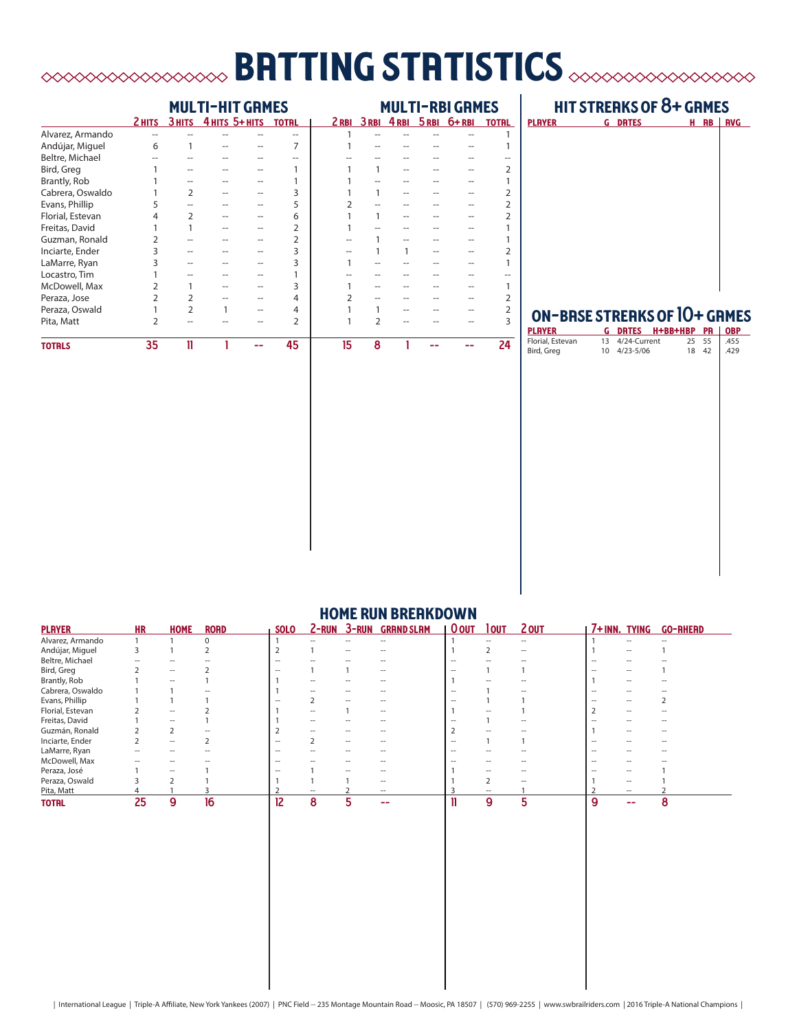# BATTING STATISTICS

## MULTI-HIT GAMES / MULTI-RBI GAMES

| | Multi-Hit Games | | | | | Multi-RBI Games | | | | | |
|---|---|---|---|---|---|---|---|---|---|---|---|
| | 2 HITS | 3 HITS | 4 HITS | 5+ HITS | TOTAL | 2 RBI | 3 RBI | 4 RBI | 5 RBI | 6+ RBI | TOTAL |
| Alvarez, Armando | -- | -- | -- | -- | -- | 1 | -- | -- | -- | -- | 1 |
| Andújar, Miguel | 6 | 1 | -- | -- | 7 | 1 | -- | -- | -- | -- | 1 |
| Beltre, Michael | -- | -- | -- | -- | -- | -- | -- | -- | -- | -- | -- |
| Bird, Greg | 1 | -- | -- | -- | 1 | 1 | 1 | -- | -- | -- | 2 |
| Brantly, Rob | 1 | -- | -- | -- | 1 | 1 | -- | -- | -- | -- | 1 |
| Cabrera, Oswaldo | 1 | 2 | -- | -- | 3 | 1 | 1 | -- | -- | -- | 2 |
| Evans, Phillip | 5 | -- | -- | -- | 5 | 2 | -- | -- | -- | -- | 2 |
| Florial, Estevan | 4 | 2 | -- | -- | 6 | 1 | 1 | -- | -- | -- | 2 |
| Freitas, David | 1 | 1 | -- | -- | 2 | 1 | -- | -- | -- | -- | 1 |
| Guzman, Ronald | 2 | -- | -- | -- | 2 | -- | 1 | -- | -- | -- | 1 |
| Inciarte, Ender | 3 | -- | -- | -- | 3 | -- | 1 | 1 | -- | -- | 2 |
| LaMarre, Ryan | 3 | -- | -- | -- | 3 | 1 | -- | -- | -- | -- | 1 |
| Locastro, Tim | 1 | -- | -- | -- | 1 | -- | -- | -- | -- | -- | -- |
| McDowell, Max | 2 | 1 | -- | -- | 3 | 1 | -- | -- | -- | -- | 1 |
| Peraza, Jose | 2 | 2 | -- | -- | 4 | 2 | -- | -- | -- | -- | 2 |
| Peraza, Oswald | 1 | 2 | 1 | -- | 4 | 1 | 1 | -- | -- | -- | 2 |
| Pita, Matt | 2 | -- | -- | -- | 2 | 1 | 2 | -- | -- | -- | 3 |
| **TOTALS** | **35** | **11** | **1** | **--** | **45** | **15** | **8** | **1** | **--** | **--** | **24** |

## HIT STREAKS OF 8+ GAMES

| PLAYER | G | DATES | H | AB | AVG |
|---|---|---|---|---|---|

## ON-BASE STREAKS OF 10+ GAMES

| PLAYER | G | DATES | H+BB+HBP | PA | OBP |
|---|---|---|---|---|---|
| Florial, Estevan | 13 | 4/24-Current | 25 | 55 | .455 |
| Bird, Greg | 10 | 4/23-5/06 | 18 | 42 | .429 |

## HOME RUN BREAKDOWN

| PLAYER | HR | HOME | ROAD | SOLO | 2-RUN | 3-RUN | GRAND SLAM | 0 OUT | 1 OUT | 2 OUT | 7+ INN. | TYING | GO-AHEAD |
|---|---|---|---|---|---|---|---|---|---|---|---|---|---|
| Alvarez, Armando | 1 | 1 | 0 | 1 | -- | -- | -- | 1 | -- | -- | 1 | -- | -- |
| Andújar, Miguel | 3 | 1 | 2 | 2 | 1 | -- | -- | 1 | 2 | -- | 1 | -- | 1 |
| Beltre, Michael | -- | -- | -- | -- | -- | -- | -- | -- | -- | -- | -- | -- | -- |
| Bird, Greg | 2 | -- | 2 | -- | 1 | 1 | -- | -- | 1 | 1 | -- | -- | 1 |
| Brantly, Rob | 1 | -- | 1 | 1 | -- | -- | -- | 1 | -- | -- | 1 | -- | -- |
| Cabrera, Oswaldo | 1 | 1 | -- | 1 | -- | -- | -- | -- | 1 | -- | -- | -- | -- |
| Evans, Phillip | 1 | 1 | 1 | -- | 2 | -- | -- | -- | 1 | 1 | -- | -- | 2 |
| Florial, Estevan | 2 | -- | 2 | 1 | -- | 1 | -- | 1 | -- | 1 | 2 | -- | -- |
| Freitas, David | 1 | -- | 1 | 1 | -- | -- | -- | -- | 1 | -- | -- | -- | -- |
| Guzmán, Ronald | 2 | 2 | -- | 2 | -- | -- | -- | 2 | -- | -- | 1 | -- | -- |
| Inciarte, Ender | 2 | -- | 2 | -- | 2 | -- | -- | -- | 1 | 1 | -- | -- | -- |
| LaMarre, Ryan | -- | -- | -- | -- | -- | -- | -- | -- | -- | -- | -- | -- | -- |
| McDowell, Max | -- | -- | -- | -- | -- | -- | -- | -- | -- | -- | -- | -- | -- |
| Peraza, José | 1 | -- | 1 | -- | 1 | -- | -- | 1 | -- | -- | -- | -- | 1 |
| Peraza, Oswald | 3 | 2 | 1 | 1 | 1 | 1 | -- | 1 | 2 | -- | 1 | -- | 1 |
| Pita, Matt | 4 | 1 | 3 | 2 | -- | 2 | -- | 3 | -- | 1 | 2 | -- | 2 |
| **TOTAL** | **25** | **9** | **16** | **12** | **8** | **5** | **--** | **11** | **9** | **5** | **9** | **--** | **8** |

| International League | Triple-A Affiliate, New York Yankees (2007) | PNC Field -- 235 Montage Mountain Road -- Moosic, PA 18507 | (570) 969-2255 | www.swbrailriders.com | 2016 Triple-A National Champions |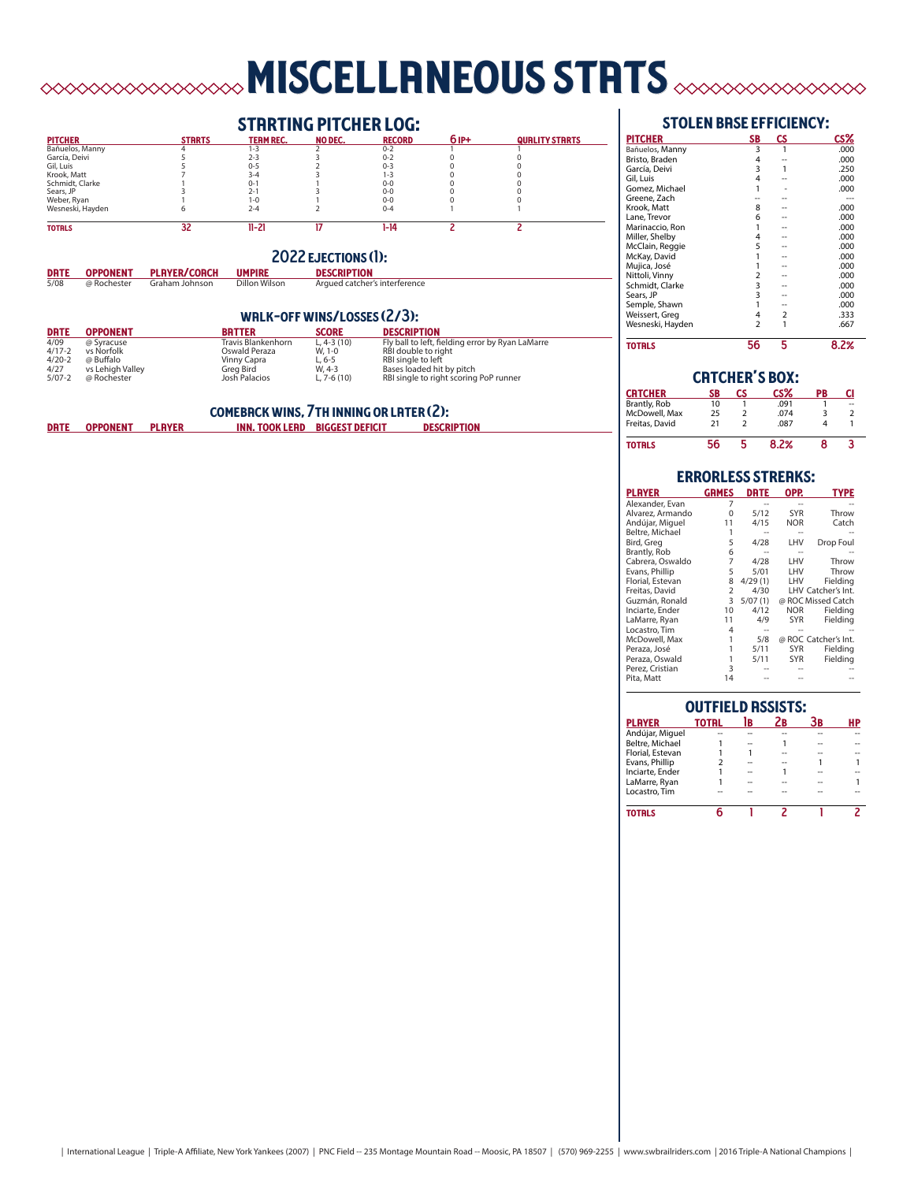# MISCELLANEOUS STATS

## STARTING PITCHER LOG:

| PITCHER | STARTS | TEAM REC. | NO DEC. | RECORD | 6 IP+ | QUALITY STARTS |
|---|---|---|---|---|---|---|
| Bañuelos, Manny | 4 | 1-3 | 2 | 0-2 | 1 | 1 |
| García, Deivi | 5 | 2-3 | 3 | 0-2 | 0 | 0 |
| Gil, Luis | 5 | 0-5 | 2 | 0-3 | 0 | 0 |
| Krook, Matt | 7 | 3-4 | 3 | 1-3 | 0 | 0 |
| Schmidt, Clarke | 1 | 0-1 | 1 | 0-0 | 0 | 0 |
| Sears, JP | 3 | 2-1 | 3 | 0-0 | 0 | 0 |
| Weber, Ryan | 1 | 1-0 | 1 | 0-0 | 0 | 0 |
| Wesneski, Hayden | 6 | 2-4 | 2 | 0-4 | 1 | 1 |
| **TOTALS** | **32** | **11-21** | **17** | **1-14** | **2** | **2** |

## 2022 EJECTIONS (1):

| DATE | OPPONENT | PLAYER/COACH | UMPIRE | DESCRIPTION |
|---|---|---|---|---|
| 5/08 | @ Rochester | Graham Johnson | Dillon Wilson | Argued catcher's interference |

## WALK-OFF WINS/LOSSES (2/3):

| DATE | OPPONENT | BATTER | SCORE | DESCRIPTION |
|---|---|---|---|---|
| 4/09 | @ Syracuse | Travis Blankenhorn | L, 4-3 (10) | Fly ball to left, fielding error by Ryan LaMarre |
| 4/17-2 | vs Norfolk | Oswald Peraza | W, 1-0 | RBI double to right |
| 4/20-2 | @ Buffalo | Vinny Capra | L, 6-5 | RBI single to left |
| 4/27 | vs Lehigh Valley | Greg Bird | W, 4-3 | Bases loaded hit by pitch |
| 5/07-2 | @ Rochester | Josh Palacios | L, 7-6 (10) | RBI single to right scoring PoP runner |

## COMEBACK WINS, 7TH INNING OR LATER (2):

| DATE | OPPONENT | PLAYER | INN. TOOK LEAD | BIGGEST DEFICIT | DESCRIPTION |
|---|---|---|---|---|---|

## STOLEN BASE EFFICIENCY:

| PITCHER | SB | CS | CS% |
|---|---|---|---|
| Bañuelos, Manny | 3 | 1 | .000 |
| Bristo, Braden | 4 | -- | .000 |
| García, Deivi | 3 | 1 | .250 |
| Gil, Luis | 4 | -- | .000 |
| Gomez, Michael | 1 | - | .000 |
| Greene, Zach | -- | -- | --- |
| Krook, Matt | 8 | -- | .000 |
| Lane, Trevor | 6 | -- | .000 |
| Marinaccio, Ron | 1 | -- | .000 |
| Miller, Shelby | 4 | -- | .000 |
| McClain, Reggie | 5 | -- | .000 |
| McKay, David | 1 | -- | .000 |
| Mujica, José | 1 | -- | .000 |
| Nittoli, Vinny | 2 | -- | .000 |
| Schmidt, Clarke | 3 | -- | .000 |
| Sears, JP | 3 | -- | .000 |
| Semple, Shawn | 1 | -- | .000 |
| Weissert, Greg | 4 | 2 | .333 |
| Wesneski, Hayden | 2 | 1 | .667 |
| **TOTALS** | **56** | **5** | **8.2%** |

## CATCHER'S BOX:

| CATCHER | SB | CS | CS% | PB | CI |
|---|---|---|---|---|---|
| Brantly, Rob | 10 | 1 | .091 | 1 | -- |
| McDowell, Max | 25 | 2 | .074 | 3 | 2 |
| Freitas, David | 21 | 2 | .087 | 4 | 1 |
| **TOTALS** | **56** | **5** | **8.2%** | **8** | **3** |

## ERRORLESS STREAKS:

| PLAYER | GAMES | DATE | OPP. | TYPE |
|---|---|---|---|---|
| Alexander, Evan | 7 | -- | -- | -- |
| Alvarez, Armando | 0 | 5/12 | SYR | Throw |
| Andújar, Miguel | 11 | 4/15 | NOR | Catch |
| Beltre, Michael | 1 | -- | -- | -- |
| Bird, Greg | 5 | 4/28 | LHV | Drop Foul |
| Brantly, Rob | 6 | -- | -- | -- |
| Cabrera, Oswaldo | 7 | 4/28 | LHV | Throw |
| Evans, Phillip | 5 | 5/01 | LHV | Throw |
| Florial, Estevan | 8 | 4/29 (1) | LHV | Fielding |
| Freitas, David | 2 | 4/30 | LHV | Catcher's Int. |
| Guzmán, Ronald | 3 | 5/07 (1) | @ ROC | Missed Catch |
| Inciarte, Ender | 10 | 4/12 | NOR | Fielding |
| LaMarre, Ryan | 11 | 4/9 | SYR | Fielding |
| Locastro, Tim | 4 | -- | -- | -- |
| McDowell, Max | 1 | 5/8 | @ ROC | Catcher's Int. |
| Peraza, José | 1 | 5/11 | SYR | Fielding |
| Peraza, Oswald | 1 | 5/11 | SYR | Fielding |
| Perez, Cristian | 3 | -- | -- | -- |
| Pita, Matt | 14 | -- | -- | -- |

## OUTFIELD ASSISTS:

| PLAYER | TOTAL | 1B | 2B | 3B | HP |
|---|---|---|---|---|---|
| Andújar, Miguel | -- | -- | -- | -- | -- |
| Beltre, Michael | 1 | -- | 1 | -- | -- |
| Florial, Estevan | 1 | 1 | -- | -- | -- |
| Evans, Phillip | 2 | -- | -- | 1 | 1 |
| Inciarte, Ender | 1 | -- | 1 | -- | -- |
| LaMarre, Ryan | 1 | -- | -- | -- | 1 |
| Locastro, Tim | -- | -- | -- | -- | -- |
| **TOTALS** | **6** | **1** | **2** | **1** | **2** |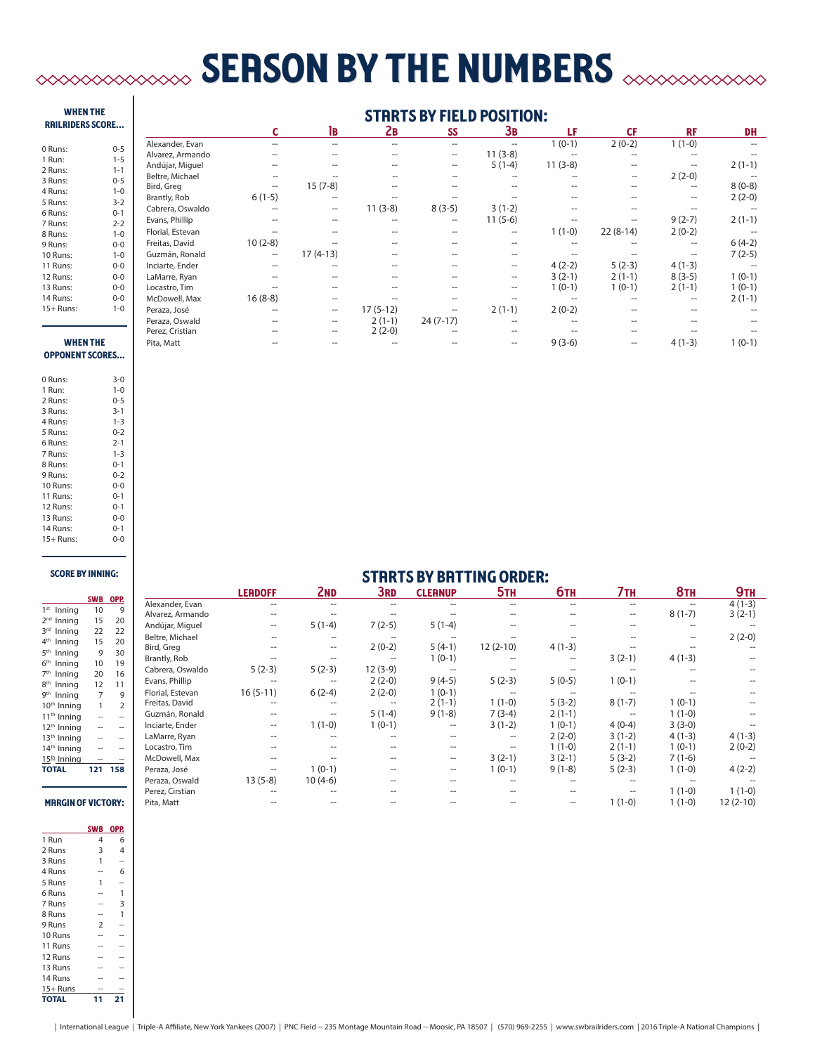# SEASON BY THE NUMBERS

### WHEN THE RAILRIDERS SCORE...

| | |
|---|---|
| 0 Runs: | 0-5 |
| 1 Run: | 1-5 |
| 2 Runs: | 1-1 |
| 3 Runs: | 0-5 |
| 4 Runs: | 1-0 |
| 5 Runs: | 3-2 |
| 6 Runs: | 0-1 |
| 7 Runs: | 2-2 |
| 8 Runs: | 1-0 |
| 9 Runs: | 0-0 |
| 10 Runs: | 1-0 |
| 11 Runs: | 0-0 |
| 12 Runs: | 0-0 |
| 13 Runs: | 0-0 |
| 14 Runs: | 0-0 |
| 15+ Runs: | 1-0 |

### WHEN THE OPPONENT SCORES...

| | |
|---|---|
| 0 Runs: | 3-0 |
| 1 Run: | 1-0 |
| 2 Runs: | 0-5 |
| 3 Runs: | 3-1 |
| 4 Runs: | 1-3 |
| 5 Runs: | 0-2 |
| 6 Runs: | 2-1 |
| 7 Runs: | 1-3 |
| 8 Runs: | 0-1 |
| 9 Runs: | 0-2 |
| 10 Runs: | 0-0 |
| 11 Runs: | 0-1 |
| 12 Runs: | 0-1 |
| 13 Runs: | 0-0 |
| 14 Runs: | 0-1 |
| 15+ Runs: | 0-0 |

### SCORE BY INNING:

| | SWB | OPP. |
|---|---|---|
| 1st Inning | 10 | 9 |
| 2nd Inning | 15 | 20 |
| 3rd Inning | 22 | 22 |
| 4th Inning | 15 | 20 |
| 5th Inning | 9 | 30 |
| 6th Inning | 10 | 19 |
| 7th Inning | 20 | 16 |
| 8th Inning | 12 | 11 |
| 9th Inning | 7 | 9 |
| 10th Inning | 1 | 2 |
| 11th Inning | -- | -- |
| 12th Inning | -- | -- |
| 13th Inning | -- | -- |
| 14th Inning | -- | -- |
| 15th Inning | -- | -- |
| **TOTAL** | **121** | **158** |

### MARGIN OF VICTORY:

| | SWB | OPP. |
|---|---|---|
| 1 Run | 4 | 6 |
| 2 Runs | 3 | 4 |
| 3 Runs | 1 | -- |
| 4 Runs | -- | 6 |
| 5 Runs | 1 | -- |
| 6 Runs | -- | 1 |
| 7 Runs | -- | 3 |
| 8 Runs | -- | 1 |
| 9 Runs | 2 | -- |
| 10 Runs | -- | -- |
| 11 Runs | -- | -- |
| 12 Runs | -- | -- |
| 13 Runs | -- | -- |
| 14 Runs | -- | -- |
| 15+ Runs | -- | -- |
| **TOTAL** | **11** | **21** |

## STARTS BY FIELD POSITION:

| | C | 1B | 2B | SS | 3B | LF | CF | RF | DH |
|---|---|---|---|---|---|---|---|---|---|
| Alexander, Evan | -- | -- | -- | -- | -- | 1 (0-1) | 2 (0-2) | 1 (1-0) | -- |
| Alvarez, Armando | -- | -- | -- | -- | 11 (3-8) | -- | -- | -- | -- |
| Andújar, Miguel | -- | -- | -- | -- | 5 (1-4) | 11 (3-8) | -- | -- | 2 (1-1) |
| Beltre, Michael | -- | -- | -- | -- | -- | -- | -- | 2 (2-0) | -- |
| Bird, Greg | -- | 15 (7-8) | -- | -- | -- | -- | -- | -- | 8 (0-8) |
| Brantly, Rob | 6 (1-5) | -- | -- | -- | -- | -- | -- | -- | 2 (2-0) |
| Cabrera, Oswaldo | -- | -- | 11 (3-8) | 8 (3-5) | 3 (1-2) | -- | -- | -- | -- |
| Evans, Phillip | -- | -- | -- | -- | 11 (5-6) | -- | -- | 9 (2-7) | 2 (1-1) |
| Florial, Estevan | -- | -- | -- | -- | -- | 1 (1-0) | 22 (8-14) | 2 (0-2) | -- |
| Freitas, David | 10 (2-8) | -- | -- | -- | -- | -- | -- | -- | 6 (4-2) |
| Guzmán, Ronald | -- | 17 (4-13) | -- | -- | -- | -- | -- | -- | 7 (2-5) |
| Inciarte, Ender | -- | -- | -- | -- | -- | 4 (2-2) | 5 (2-3) | 4 (1-3) | -- |
| LaMarre, Ryan | -- | -- | -- | -- | -- | 3 (2-1) | 2 (1-1) | 8 (3-5) | 1 (0-1) |
| Locastro, Tim | -- | -- | -- | -- | -- | 1 (0-1) | 1 (0-1) | 2 (1-1) | 1 (0-1) |
| McDowell, Max | 16 (8-8) | -- | -- | -- | -- | -- | -- | -- | 2 (1-1) |
| Peraza, José | -- | -- | 17 (5-12) | -- | 2 (1-1) | 2 (0-2) | -- | -- | -- |
| Peraza, Oswald | -- | -- | 2 (1-1) | 24 (7-17) | -- | -- | -- | -- | -- |
| Perez, Cristian | -- | -- | 2 (2-0) | -- | -- | -- | -- | -- | -- |
| Pita, Matt | -- | -- | -- | -- | -- | 9 (3-6) | -- | 4 (1-3) | 1 (0-1) |

## STARTS BY BATTING ORDER:

| | LEADOFF | 2ND | 3RD | CLEANUP | 5TH | 6TH | 7TH | 8TH | 9TH |
|---|---|---|---|---|---|---|---|---|---|
| Alexander, Evan | -- | -- | -- | -- | -- | -- | -- | -- | 4 (1-3) |
| Alvarez, Armando | -- | -- | -- | -- | -- | -- | -- | 8 (1-7) | 3 (2-1) |
| Andújar, Miguel | -- | 5 (1-4) | 7 (2-5) | 5 (1-4) | -- | -- | -- | -- | -- |
| Beltre, Michael | -- | -- | -- | -- | -- | -- | -- | -- | 2 (2-0) |
| Bird, Greg | -- | -- | 2 (0-2) | 5 (4-1) | 12 (2-10) | 4 (1-3) | -- | -- | -- |
| Brantly, Rob | -- | -- | -- | 1 (0-1) | -- | -- | 3 (2-1) | 4 (1-3) | -- |
| Cabrera, Oswaldo | 5 (2-3) | 5 (2-3) | 12 (3-9) | -- | -- | -- | -- | -- | -- |
| Evans, Phillip | -- | -- | 2 (2-0) | 9 (4-5) | 5 (2-3) | 5 (0-5) | 1 (0-1) | -- | -- |
| Florial, Estevan | 16 (5-11) | 6 (2-4) | 2 (2-0) | 1 (0-1) | -- | -- | -- | -- | -- |
| Freitas, David | -- | -- | -- | 2 (1-1) | 1 (1-0) | 5 (3-2) | 8 (1-7) | 1 (0-1) | -- |
| Guzmán, Ronald | -- | -- | 5 (1-4) | 9 (1-8) | 7 (3-4) | 2 (1-1) | -- | 1 (1-0) | -- |
| Inciarte, Ender | -- | 1 (1-0) | 1 (0-1) | -- | 3 (1-2) | 1 (0-1) | 4 (0-4) | 3 (3-0) | -- |
| LaMarre, Ryan | -- | -- | -- | -- | -- | 2 (2-0) | 3 (1-2) | 4 (1-3) | 4 (1-3) |
| Locastro, Tim | -- | -- | -- | -- | -- | 1 (1-0) | 2 (1-1) | 1 (0-1) | 2 (0-2) |
| McDowell, Max | -- | -- | -- | -- | 3 (2-1) | 3 (2-1) | 5 (3-2) | 7 (1-6) | -- |
| Peraza, José | -- | 1 (0-1) | -- | -- | 1 (0-1) | 9 (1-8) | 5 (2-3) | 1 (1-0) | 4 (2-2) |
| Peraza, Oswald | 13 (5-8) | 10 (4-6) | -- | -- | -- | -- | -- | -- | -- |
| Perez, Cirstian | -- | -- | -- | -- | -- | -- | -- | 1 (1-0) | 1 (1-0) |
| Pita, Matt | -- | -- | -- | -- | -- | -- | 1 (1-0) | 1 (1-0) | 12 (2-10) |

| International League | Triple-A Affiliate, New York Yankees (2007) | PNC Field -- 235 Montage Mountain Road -- Moosic, PA 18507 | (570) 969-2255 | www.swbrailriders.com | 2016 Triple-A National Champions |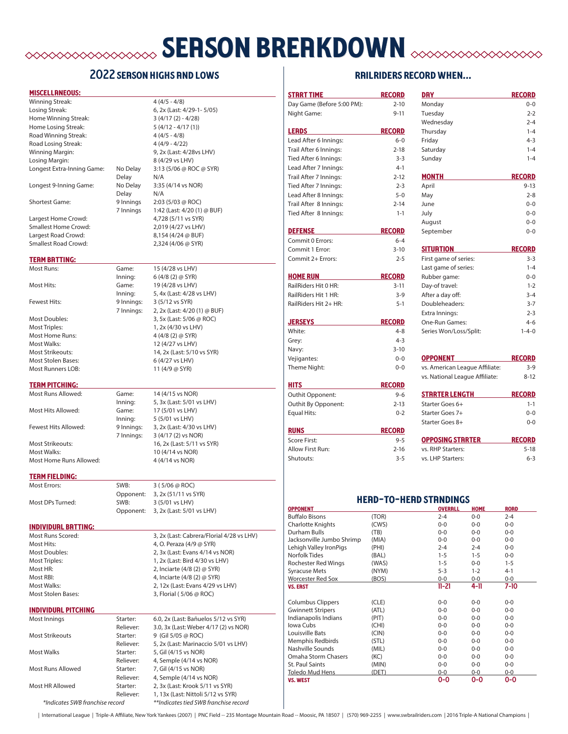# SEASON BREAKDOWN

## 2022 SEASON HIGHS AND LOWS

### MISCELLANEOUS:

| | | |
|---|---|---|
| Winning Streak: | | 4 (4/5 - 4/8) |
| Losing Streak: | | 6, 2x (Last: 4/29-1- 5/05) |
| Home Winning Streak: | | 3 (4/17 (2) - 4/28) |
| Home Losing Streak: | | 5 (4/12 - 4/17 (1)) |
| Road Winning Streak: | | 4 (4/5 - 4/8) |
| Road Losing Streak: | | 4 (4/9 - 4/22) |
| Winning Margin: | | 9, 2x (Last: 4/28vs LHV) |
| Losing Margin: | | 8 (4/29 vs LHV) |
| Longest Extra-Inning Game: | No Delay | 3:13 (5/06 @ ROC @ SYR) |
| | Delay | N/A |
| Longest 9-Inning Game: | No Delay | 3:35 (4/14 vs NOR) |
| | Delay | N/A |
| Shortest Game: | 9 Innings | 2:03 (5/03 @ ROC) |
| | 7 Innings | 1:42 (Last: 4/20 (1) @ BUF) |
| Largest Home Crowd: | | 4,728 (5/11 vs SYR) |
| Smallest Home Crowd: | | 2,019 (4/27 vs LHV) |
| Largest Road Crowd: | | 8,154 (4/24 @ BUF) |
| Smallest Road Crowd: | | 2,324 (4/06 @ SYR) |

### TEAM BATTING:

| | | |
|---|---|---|
| Most Runs: | Game: | 15 (4/28 vs LHV) |
| | Inning: | 6 (4/8 (2) @ SYR) |
| Most Hits: | Game: | 19 (4/28 vs LHV) |
| | Inning: | 5, 4x (Last: 4/28 vs LHV) |
| Fewest Hits: | 9 Innings: | 3 (5/12 vs SYR) |
| | 7 Innings: | 2, 2x (Last: 4/20 (1) @ BUF) |
| Most Doubles: | | 3, 5x (Last: 5/06 @ ROC) |
| Most Triples: | | 1, 2x (4/30 vs LHV) |
| Most Home Runs: | | 4 (4/8 (2) @ SYR) |
| Most Walks: | | 12 (4/27 vs LHV) |
| Most Strikeouts: | | 14, 2x (Last: 5/10 vs SYR) |
| Most Stolen Bases: | | 6 (4/27 vs LHV) |
| Most Runners LOB: | | 11 (4/9 @ SYR) |

### TEAM PITCHING:

| | | |
|---|---|---|
| Most Runs Allowed: | Game: | 14 (4/15 vs NOR) |
| | Inning: | 5, 3x (Last: 5/01 vs LHV) |
| Most Hits Allowed: | Game: | 17 (5/01 vs LHV) |
| | Inning: | 5 (5/01 vs LHV) |
| Fewest Hits Allowed: | 9 Innings: | 3, 2x (Last: 4/30 vs LHV) |
| | 7 Innings: | 3 (4/17 (2) vs NOR) |
| Most Strikeouts: | | 16, 2x (Last: 5/11 vs SYR) |
| Most Walks: | | 10 (4/14 vs NOR) |
| Most Home Runs Allowed: | | 4 (4/14 vs NOR) |

### TEAM FIELDING:

| | | |
|---|---|---|
| Most Errors: | SWB: | 3 ( 5/06 @ ROC) |
| | Opponent: | 3, 2x (51/11 vs SYR) |
| Most DPs Turned: | SWB: | 3 (5/01 vs LHV) |
| | Opponent: | 3, 2x (Last: 5/01 vs LHV) |

### INDIVIDUAL BATTING:

| | |
|---|---|
| Most Runs Scored: | 3, 2x (Last: Cabrera/Florial 4/28 vs LHV) |
| Most Hits: | 4, O. Peraza (4/9 @ SYR) |
| Most Doubles: | 2, 3x (Last: Evans 4/14 vs NOR) |
| Most Triples: | 1, 2x (Last: Bird 4/30 vs LHV) |
| Most HR: | 2, Inciarte (4/8 (2) @ SYR) |
| Most RBI: | 4, Inciarte (4/8 (2) @ SYR) |
| Most Walks: | 2, 12x (Last: Evans 4/29 vs LHV) |
| Most Stolen Bases: | 3, Florial ( 5/06 @ ROC) |

### INDIVIDUAL PITCHING

| | | |
|---|---|---|
| Most Innings | Starter: | 6.0, 2x (Last: Bañuelos 5/12 vs SYR) |
| | Reliever: | 3.0, 3x (Last: Weber 4/17 (2) vs NOR) |
| Most Strikeouts | Starter: | 9 (Gil 5/05 @ ROC) |
| | Reliever: | 5, 2x (Last: Marinaccio 5/01 vs LHV) |
| Most Walks | Starter: | 5, Gil (4/15 vs NOR) |
| | Reliever: | 4, Semple (4/14 vs NOR) |
| Most Runs Allowed | Starter: | 7, Gil (4/15 vs NOR) |
| | Reliever: | 4, Semple (4/14 vs NOR) |
| Most HR Allowed | Starter: | 2, 3x (Last: Krook 5/11 vs SYR) |
| | Reliever: | 1, 13x (Last: Nittoli 5/12 vs SYR) |

*\*Indicates SWB franchise record* *\*\*Indicates tied SWB franchise record*

## RAILRIDERS RECORD WHEN...

| START TIME | RECORD |
|---|---|
| Day Game (Before 5:00 PM): | 2-10 |
| Night Game: | 9-11 |

| LEADS | RECORD |
|---|---|
| Lead After 6 Innings: | 6-0 |
| Trail After 6 Innings: | 2-18 |
| Tied After 6 Innings: | 3-3 |
| Lead After 7 Innings: | 4-1 |
| Trail After 7 Innings: | 2-12 |
| Tied After 7 Innings: | 2-3 |
| Lead After 8 Innings: | 5-0 |
| Trail After 8 Innings: | 2-14 |
| Tied After 8 Innings: | 1-1 |

| DEFENSE | RECORD |
|---|---|
| Commit 0 Errors: | 6-4 |
| Commit 1 Error: | 3-10 |
| Commit 2+ Errors: | 2-5 |

| HOME RUN | RECORD |
|---|---|
| RailRiders Hit 0 HR: | 3-11 |
| RailRiders Hit 1 HR: | 3-9 |
| RailRiders Hit 2+ HR: | 5-1 |

| JERSEYS | RECORD |
|---|---|
| White: | 4-8 |
| Grey: | 4-3 |
| Navy: | 3-10 |
| Vejigantes: | 0-0 |
| Theme Night: | 0-0 |

| HITS | RECORD |
|---|---|
| Outhit Opponent: | 9-6 |
| Outhit By Opponent: | 2-13 |
| Equal Hits: | 0-2 |

| RUNS | RECORD |
|---|---|
| Score First: | 9-5 |
| Allow First Run: | 2-16 |
| Shutouts: | 3-5 |

| DAY | RECORD |
|---|---|
| Monday | 0-0 |
| Tuesday | 2-2 |
| Wednesday | 2-4 |
| Thursday | 1-4 |
| Friday | 4-3 |
| Saturday | 1-4 |
| Sunday | 1-4 |

| MONTH | RECORD |
|---|---|
| April | 9-13 |
| May | 2-8 |
| June | 0-0 |
| July | 0-0 |
| August | 0-0 |
| September | 0-0 |

| SITUATION | RECORD |
|---|---|
| First game of series: | 3-3 |
| Last game of series: | 1-4 |
| Rubber game: | 0-0 |
| Day-of travel: | 1-2 |
| After a day off: | 3-4 |
| Doubleheaders: | 3-7 |
| Extra Innings: | 2-3 |
| One-Run Games: | 4-6 |
| Series Won/Loss/Split: | 1-4-0 |

| OPPONENT | RECORD |
|---|---|
| vs. American League Affiliate: | 3-9 |
| vs. National League Affiliate: | 8-12 |

| STARTER LENGTH | RECORD |
|---|---|
| Starter Goes 6+ | 1-1 |
| Starter Goes 7+ | 0-0 |
| Starter Goes 8+ | 0-0 |

| OPPOSING STARTER | RECORD |
|---|---|
| vs. RHP Starters: | 5-18 |
| vs. LHP Starters: | 6-3 |

## HEAD-TO-HEAD STANDINGS

| OPPONENT | | OVERALL | HOME | ROAD |
|---|---|---|---|---|
| Buffalo Bisons | (TOR) | 2-4 | 0-0 | 2-4 |
| Charlotte Knights | (CWS) | 0-0 | 0-0 | 0-0 |
| Durham Bulls | (TB) | 0-0 | 0-0 | 0-0 |
| Jacksonville Jumbo Shrimp | (MIA) | 0-0 | 0-0 | 0-0 |
| Lehigh Valley IronPigs | (PHI) | 2-4 | 2-4 | 0-0 |
| Norfolk Tides | (BAL) | 1-5 | 1-5 | 0-0 |
| Rochester Red Wings | (WAS) | 1-5 | 0-0 | 1-5 |
| Syracuse Mets | (NYM) | 5-3 | 1-2 | 4-1 |
| Worcester Red Sox | (BOS) | 0-0 | 0-0 | 0-0 |
| **VS. EAST** | | **11-21** | **4-11** | **7-10** |
| Columbus Clippers | (CLE) | 0-0 | 0-0 | 0-0 |
| Gwinnett Stripers | (ATL) | 0-0 | 0-0 | 0-0 |
| Indianapolis Indians | (PIT) | 0-0 | 0-0 | 0-0 |
| Iowa Cubs | (CHI) | 0-0 | 0-0 | 0-0 |
| Louisville Bats | (CIN) | 0-0 | 0-0 | 0-0 |
| Memphis Redbirds | (STL) | 0-0 | 0-0 | 0-0 |
| Nashville Sounds | (MIL) | 0-0 | 0-0 | 0-0 |
| Omaha Storm Chasers | (KC) | 0-0 | 0-0 | 0-0 |
| St. Paul Saints | (MIN) | 0-0 | 0-0 | 0-0 |
| Toledo Mud Hens | (DET) | 0-0 | 0-0 | 0-0 |
| **VS. WEST** | | **0-0** | **0-0** | **0-0** |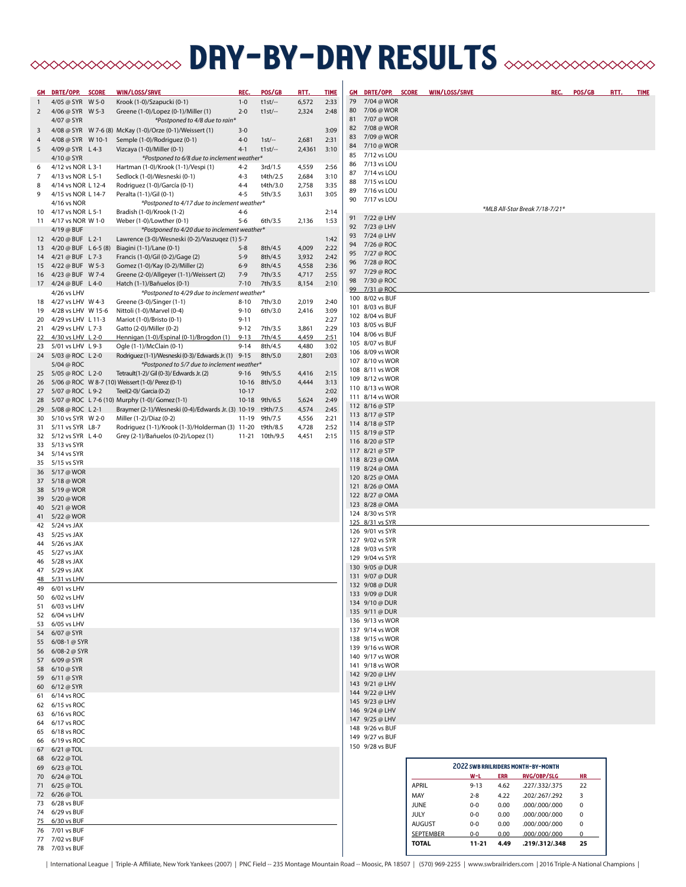# DAY-BY-DAY RESULTS

| GM | DATE/OPP. | SCORE | WIN/LOSS/SAVE | REC. | POS/GB | ATT. | TIME |
|---|---|---|---|---|---|---|---|
| 1 | 4/05 @ SYR | W 5-0 | Krook (1-0)/Szapucki (0-1) | 1-0 | t1st/-- | 6,572 | 2:33 |
| 2 | 4/06 @ SYR | W 5-3 | Greene (1-0)/Lopez (0-1)/Miller (1) | 2-0 | t1st/-- | 2,324 | 2:48 |
| | 4/07 @ SYR | | *Postponed to 4/8 due to rain* | | | | |
| 3 | 4/08 @ SYR | W 7-6 (8) | McKay (1-0)/Orze (0-1)/Weissert (1) | 3-0 | | | 3:09 |
| 4 | 4/08 @ SYR | W 10-1 | Semple (1-0)/Rodriguez (0-1) | 4-0 | 1st/-- | 2,681 | 2:31 |
| 5 | 4/09 @ SYR | L 4-3 | Vizcaya (1-0)/Miller (0-1) | 4-1 | t1st/-- | 2,4361 | 3:10 |
| | 4/10 @ SYR | | *Postponed to 6/8 due to inclement weather* | | | | |
| 6 | 4/12 vs NOR | L 3-1 | Hartman (1-0)/Krook (1-1)/Vespi (1) | 4-2 | 3rd/1.5 | 4,559 | 2:56 |
| 7 | 4/13 vs NOR | L 5-1 | Sedlock (1-0)/Wesneski (0-1) | 4-3 | t4th/2.5 | 2,684 | 3:10 |
| 8 | 4/14 vs NOR | L 12-4 | Rodriguez (1-0)/García (0-1) | 4-4 | t4th/3.0 | 2,758 | 3:35 |
| 9 | 4/15 vs NOR | L 14-7 | Peralta (1-1)/Gil (0-1) | 4-5 | 5th/3.5 | 3,631 | 3:05 |
| | 4/16 vs NOR | | *Postponed to 4/17 due to inclement weather* | | | | |
| 10 | 4/17 vs NOR | L 5-1 | Bradish (1-0)/Krook (1-2) | 4-6 | | | 2:14 |
| 11 | 4/17 vs NOR | W 1-0 | Weber (1-0)/Lowther (0-1) | 5-6 | 6th/3.5 | 2,136 | 1:53 |
| | 4/19 @ BUF | | *Postponed to 4/20 due to inclement weather* | | | | |
| 12 | 4/20 @ BUF | L 2-1 | Lawrence (3-0)/Wesneski (0-2)/Vaszuqez (1) 5-7 | | | | 1:42 |
| 13 | 4/20 @ BUF | L 6-5 (8) | Biagini (1-1)/Lane (0-1) | 5-8 | 8th/4.5 | 4,009 | 2:22 |
| 14 | 4/21 @ BUF | L 7-3 | Francis (1-0)/Gil (0-2)/Gage (2) | 5-9 | 8th/4.5 | 3,932 | 2:42 |
| 15 | 4/22 @ BUF | W 5-3 | Gomez (1-0)/Kay (0-2)/Miller (2) | 6-9 | 8th/4.5 | 4,558 | 2:36 |
| 16 | 4/23 @ BUF | W 7-4 | Greene (2-0)/Allgeyer (1-1)/Weissert (2) | 7-9 | 7th/3.5 | 4,717 | 2:55 |
| 17 | 4/24 @ BUF | L 4-0 | Hatch (1-1)/Bañuelos (0-1) | 7-10 | 7th/3.5 | 8,154 | 2:10 |
| | 4/26 vs LHV | | *Postponed to 4/29 due to inclement weather* | | | | |
| 18 | 4/27 vs LHV | W 4-3 | Greene (3-0)/Singer (1-1) | 8-10 | 7th/3.0 | 2,019 | 2:40 |
| 19 | 4/28 vs LHV | W 15-6 | Nittoli (1-0)/Marvel (0-4) | 9-10 | 6th/3.0 | 2,416 | 3:09 |
| 20 | 4/29 vs LHV | L 11-3 | Mariot (1-0)/Bristo (0-1) | 9-11 | | | 2:27 |
| 21 | 4/29 vs LHV | L 7-3 | Gatto (2-0)/Miller (0-2) | 9-12 | 7th/3.5 | 3,861 | 2:29 |
| 22 | 4/30 vs LHV | L 2-0 | Hennigan (1-0)/Espinal (0-1)/Brogdon (1) | 9-13 | 7th/4.5 | 4,459 | 2:51 |
| 23 | 5/01 vs LHV | L 9-3 | Ogle (1-1)/McClain (0-1) | 9-14 | 8th/4.5 | 4,480 | 3:02 |
| 24 | 5/03 @ ROC | L 2-0 | Rodriguez (1-1)/Wesneski (0-3)/ Edwards Jr. (1) | 9-15 | 8th/5.0 | 2,801 | 2:03 |
| | 5/04 @ ROC | | *Postponed to 5/7 due to inclement weather* | | | | |
| 25 | 5/05 @ ROC | L 2-0 | Tetrault(1-2)/ Gil (0-3)/ Edwards Jr. (2) | 9-16 | 9th/5.5 | 4,416 | 2:15 |
| 26 | 5/06 @ ROC | W 8-7 (10) | Weissert (1-0)/ Perez (0-1) | 10-16 | 8th/5.0 | 4,444 | 3:13 |
| 27 | 5/07 @ ROC | L 9-2 | Teel(2-0)/ Garcia (0-2) | 10-17 | | | 2:02 |
| 28 | 5/07 @ ROC | L 7-6 (10) | Murphy (1-0)/ Gomez (1-1) | 10-18 | 9th/6.5 | 5,624 | 2:49 |
| 29 | 5/08 @ ROC | L 2-1 | Braymer (2-1)/Wesneski (0-4)/Edwards Jr. (3) | 10-19 | t9th/7.5 | 4,574 | 2:45 |
| 30 | 5/10 vs SYR | W 2-0 | Miller (1-2)/Diaz (0-2) | 11-19 | 9th/7.5 | 4,556 | 2:21 |
| 31 | 5/11 vs SYR | L 8-7 | Rodriguez (1-1)/Krook (1-3)/Holderman (3) | 11-20 | t9th/8.5 | 4,728 | 2:52 |
| 32 | 5/12 vs SYR | L 4-0 | Grey (2-1)/Bañuelos (0-2)/Lopez (1) | 11-21 | 10th/9.5 | 4,451 | 2:15 |
| 33 | 5/13 vs SYR | | | | | | |
| 34 | 5/14 vs SYR | | | | | | |
| 35 | 5/15 vs SYR | | | | | | |
| 36 | 5/17 @ WOR | | | | | | |
| 37 | 5/18 @ WOR | | | | | | |
| 38 | 5/19 @ WOR | | | | | | |
| 39 | 5/20 @ WOR | | | | | | |
| 40 | 5/21 @ WOR | | | | | | |
| 41 | 5/22 @ WOR | | | | | | |
| 42 | 5/24 vs JAX | | | | | | |
| 43 | 5/25 vs JAX | | | | | | |
| 44 | 5/26 vs JAX | | | | | | |
| 45 | 5/27 vs JAX | | | | | | |
| 46 | 5/28 vs JAX | | | | | | |
| 47 | 5/29 vs JAX | | | | | | |
| 48 | 5/31 vs LHV | | | | | | |
| 49 | 6/01 vs LHV | | | | | | |
| 50 | 6/02 vs LHV | | | | | | |
| 51 | 6/03 vs LHV | | | | | | |
| 52 | 6/04 vs LHV | | | | | | |
| 53 | 6/05 vs LHV | | | | | | |
| 54 | 6/07 @ SYR | | | | | | |
| 55 | 6/08-1 @ SYR | | | | | | |
| 56 | 6/08-2 @ SYR | | | | | | |
| 57 | 6/09 @ SYR | | | | | | |
| 58 | 6/10 @ SYR | | | | | | |
| 59 | 6/11 @ SYR | | | | | | |
| 60 | 6/12 @ SYR | | | | | | |
| 61 | 6/14 vs ROC | | | | | | |
| 62 | 6/15 vs ROC | | | | | | |
| 63 | 6/16 vs ROC | | | | | | |
| 64 | 6/17 vs ROC | | | | | | |
| 65 | 6/18 vs ROC | | | | | | |
| 66 | 6/19 vs ROC | | | | | | |
| 67 | 6/21 @ TOL | | | | | | |
| 68 | 6/22 @ TOL | | | | | | |
| 69 | 6/23 @ TOL | | | | | | |
| 70 | 6/24 @ TOL | | | | | | |
| 71 | 6/25 @ TOL | | | | | | |
| 72 | 6/26 @ TOL | | | | | | |
| 73 | 6/28 vs BUF | | | | | | |
| 74 | 6/29 vs BUF | | | | | | |
| 75 | 6/30 vs BUF | | | | | | |
| 76 | 7/01 vs BUF | | | | | | |
| 77 | 7/02 vs BUF | | | | | | |
| 78 | 7/03 vs BUF | | | | | | |
| 79 | 7/04 @ WOR | | | | | | |
| 80 | 7/06 @ WOR | | | | | | |
| 81 | 7/07 @ WOR | | | | | | |
| 82 | 7/08 @ WOR | | | | | | |
| 83 | 7/09 @ WOR | | | | | | |
| 84 | 7/10 @ WOR | | | | | | |
| 85 | 7/12 vs LOU | | | | | | |
| 86 | 7/13 vs LOU | | | | | | |
| 87 | 7/14 vs LOU | | | | | | |
| 88 | 7/15 vs LOU | | | | | | |
| 89 | 7/16 vs LOU | | | | | | |
| 90 | 7/17 vs LOU | | | | | | |
| | | | *MLB All-Star Break 7/18-7/21* | | | | |
| 91 | 7/22 @ LHV | | | | | | |
| 92 | 7/23 @ LHV | | | | | | |
| 93 | 7/24 @ LHV | | | | | | |
| 94 | 7/26 @ ROC | | | | | | |
| 95 | 7/27 @ ROC | | | | | | |
| 96 | 7/28 @ ROC | | | | | | |
| 97 | 7/29 @ ROC | | | | | | |
| 98 | 7/30 @ ROC | | | | | | |
| 99 | 7/31 @ ROC | | | | | | |
| 100 | 8/02 vs BUF | | | | | | |
| 101 | 8/03 vs BUF | | | | | | |
| 102 | 8/04 vs BUF | | | | | | |
| 103 | 8/05 vs BUF | | | | | | |
| 104 | 8/06 vs BUF | | | | | | |
| 105 | 8/07 vs BUF | | | | | | |
| 106 | 8/09 vs WOR | | | | | | |
| 107 | 8/10 vs WOR | | | | | | |
| 108 | 8/11 vs WOR | | | | | | |
| 109 | 8/12 vs WOR | | | | | | |
| 110 | 8/13 vs WOR | | | | | | |
| 111 | 8/14 vs WOR | | | | | | |
| 112 | 8/16 @ STP | | | | | | |
| 113 | 8/17 @ STP | | | | | | |
| 114 | 8/18 @ STP | | | | | | |
| 115 | 8/19 @ STP | | | | | | |
| 116 | 8/20 @ STP | | | | | | |
| 117 | 8/21 @ STP | | | | | | |
| 118 | 8/23 @ OMA | | | | | | |
| 119 | 8/24 @ OMA | | | | | | |
| 120 | 8/25 @ OMA | | | | | | |
| 121 | 8/26 @ OMA | | | | | | |
| 122 | 8/27 @ OMA | | | | | | |
| 123 | 8/28 @ OMA | | | | | | |
| 124 | 8/30 vs SYR | | | | | | |
| 125 | 8/31 vs SYR | | | | | | |
| 126 | 9/01 vs SYR | | | | | | |
| 127 | 9/02 vs SYR | | | | | | |
| 128 | 9/03 vs SYR | | | | | | |
| 129 | 9/04 vs SYR | | | | | | |
| 130 | 9/05 @ DUR | | | | | | |
| 131 | 9/07 @ DUR | | | | | | |
| 132 | 9/08 @ DUR | | | | | | |
| 133 | 9/09 @ DUR | | | | | | |
| 134 | 9/10 @ DUR | | | | | | |
| 135 | 9/11 @ DUR | | | | | | |
| 136 | 9/13 vs WOR | | | | | | |
| 137 | 9/14 vs WOR | | | | | | |
| 138 | 9/15 vs WOR | | | | | | |
| 139 | 9/16 vs WOR | | | | | | |
| 140 | 9/17 vs WOR | | | | | | |
| 141 | 9/18 vs WOR | | | | | | |
| 142 | 9/20 @ LHV | | | | | | |
| 143 | 9/21 @ LHV | | | | | | |
| 144 | 9/22 @ LHV | | | | | | |
| 145 | 9/23 @ LHV | | | | | | |
| 146 | 9/24 @ LHV | | | | | | |
| 147 | 9/25 @ LHV | | | | | | |
| 148 | 9/26 vs BUF | | | | | | |
| 149 | 9/27 vs BUF | | | | | | |
| 150 | 9/28 vs BUF | | | | | | |

## 2022 SWB RAILRIDERS MONTH-BY-MONTH

| | W-L | ERA | AVG/OBP/SLG | HR |
|---|---|---|---|---|
| APRIL | 9-13 | 4.62 | .227/.332/.375 | 22 |
| MAY | 2-8 | 4.22 | .202/.267/.292 | 3 |
| JUNE | 0-0 | 0.00 | .000/.000/.000 | 0 |
| JULY | 0-0 | 0.00 | .000/.000/.000 | 0 |
| AUGUST | 0-0 | 0.00 | .000/.000/.000 | 0 |
| SEPTEMBER | 0-0 | 0.00 | .000/.000/.000 | 0 |
| **TOTAL** | **11-21** | **4.49** | **.219/.312/.348** | **25** |

| International League | Triple-A Affiliate, New York Yankees (2007) | PNC Field -- 235 Montage Mountain Road -- Moosic, PA 18507 | (570) 969-2255 | www.swbrailriders.com | 2016 Triple-A National Champions |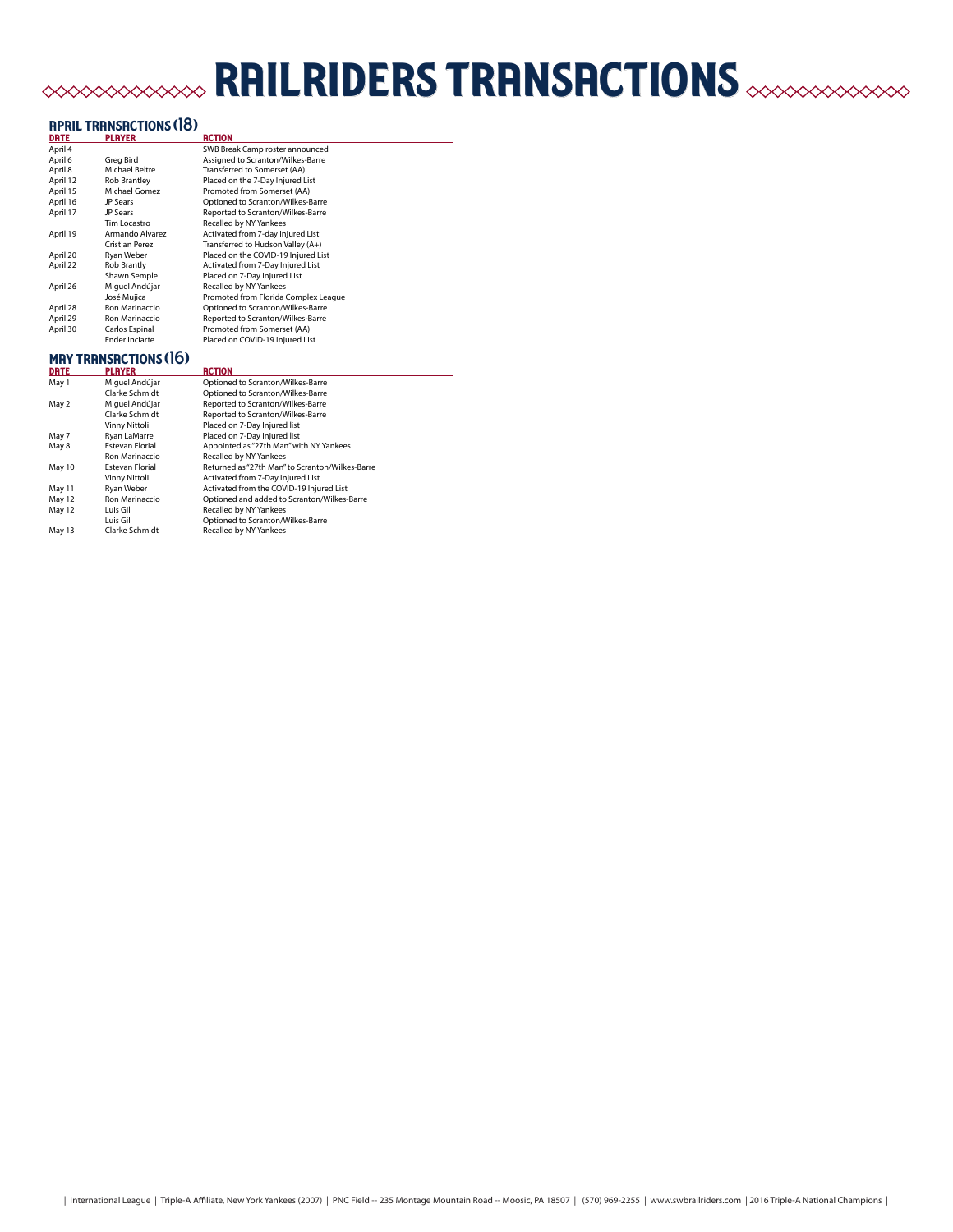# RAILRIDERS TRANSACTIONS

## APRIL TRANSACTIONS (18)

| DATE | PLAYER | ACTION |
|---|---|---|
| April 4 | | SWB Break Camp roster announced |
| April 6 | Greg Bird | Assigned to Scranton/Wilkes-Barre |
| April 8 | Michael Beltre | Transferred to Somerset (AA) |
| April 12 | Rob Brantley | Placed on the 7-Day Injured List |
| April 15 | Michael Gomez | Promoted from Somerset (AA) |
| April 16 | JP Sears | Optioned to Scranton/Wilkes-Barre |
| April 17 | JP Sears | Reported to Scranton/Wilkes-Barre |
| | Tim Locastro | Recalled by NY Yankees |
| April 19 | Armando Alvarez | Activated from 7-day Injured List |
| | Cristian Perez | Transferred to Hudson Valley (A+) |
| April 20 | Ryan Weber | Placed on the COVID-19 Injured List |
| April 22 | Rob Brantly | Activated from 7-Day Injured List |
| | Shawn Semple | Placed on 7-Day Injured List |
| April 26 | Miguel Andújar | Recalled by NY Yankees |
| | José Mujica | Promoted from Florida Complex League |
| April 28 | Ron Marinaccio | Optioned to Scranton/Wilkes-Barre |
| April 29 | Ron Marinaccio | Reported to Scranton/Wilkes-Barre |
| April 30 | Carlos Espinal | Promoted from Somerset (AA) |
| | Ender Inciarte | Placed on COVID-19 Injured List |

## MAY TRANSACTIONS (16)

| DATE | PLAYER | ACTION |
|---|---|---|
| May 1 | Miguel Andújar | Optioned to Scranton/Wilkes-Barre |
| | Clarke Schmidt | Optioned to Scranton/Wilkes-Barre |
| May 2 | Miguel Andújar | Reported to Scranton/Wilkes-Barre |
| | Clarke Schmidt | Reported to Scranton/Wilkes-Barre |
| | Vinny Nittoli | Placed on 7-Day Injured list |
| May 7 | Ryan LaMarre | Placed on 7-Day Injured list |
| May 8 | Estevan Florial | Appointed as "27th Man" with NY Yankees |
| | Ron Marinaccio | Recalled by NY Yankees |
| May 10 | Estevan Florial | Returned as "27th Man" to Scranton/Wilkes-Barre |
| | Vinny Nittoli | Activated from 7-Day Injured List |
| May 11 | Ryan Weber | Activated from the COVID-19 Injured List |
| May 12 | Ron Marinaccio | Optioned and added to Scranton/Wilkes-Barre |
| May 12 | Luis Gil | Recalled by NY Yankees |
| | Luis Gil | Optioned to Scranton/Wilkes-Barre |
| May 13 | Clarke Schmidt | Recalled by NY Yankees |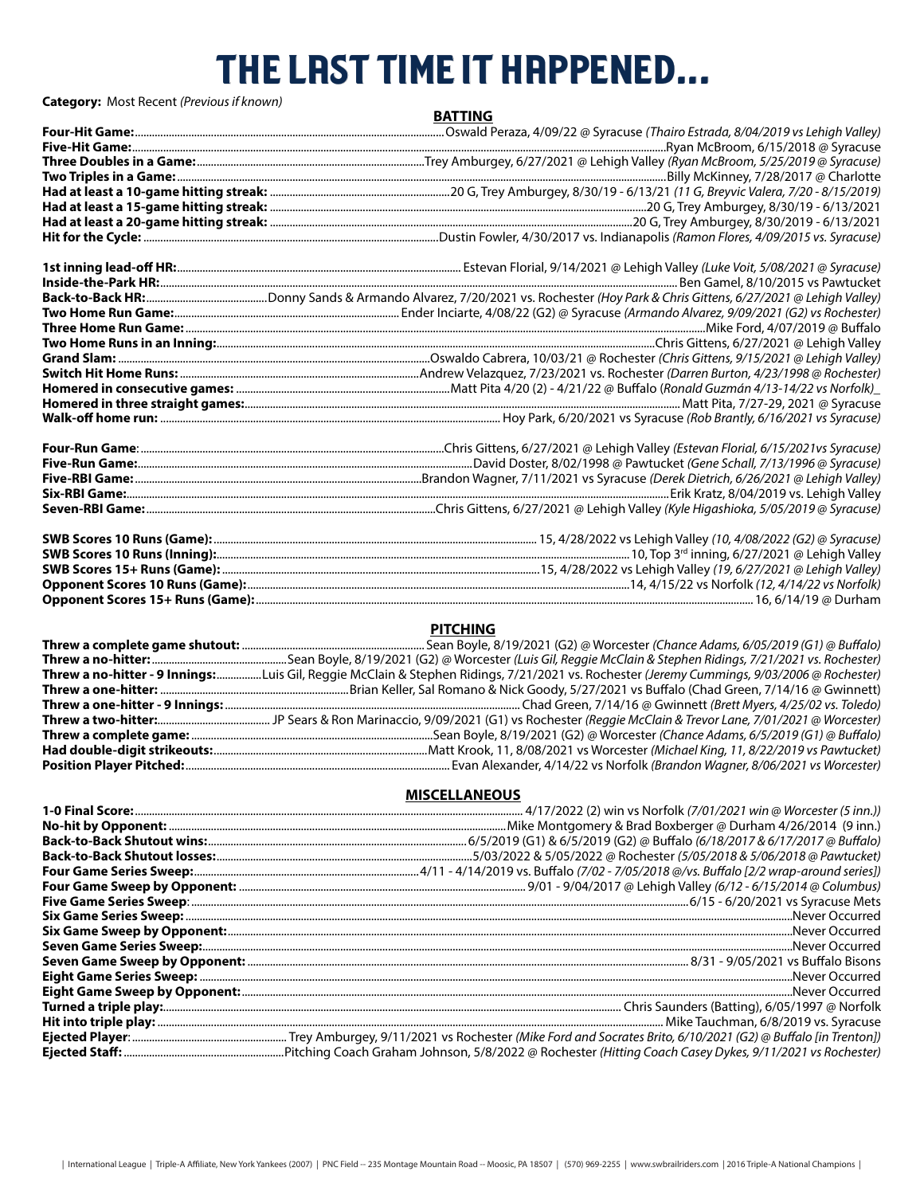# THE LAST TIME IT HAPPENED...

**Category:** Most Recent *(Previous if known)*

## BATTING

**Four-Hit Game:** Oswald Peraza, 4/09/22 @ Syracuse *(Thairo Estrada, 8/04/2019 vs Lehigh Valley)*
**Five-Hit Game:** Ryan McBroom, 6/15/2018 @ Syracuse
**Three Doubles in a Game:** Trey Amburgey, 6/27/2021 @ Lehigh Valley *(Ryan McBroom, 5/25/2019 @ Syracuse)*
**Two Triples in a Game:** Billy McKinney, 7/28/2017 @ Charlotte
**Had at least a 10-game hitting streak:** 20 G, Trey Amburgey, 8/30/19 - 6/13/21 *(11 G, Breyvic Valera, 7/20 - 8/15/2019)*
**Had at least a 15-game hitting streak:** 20 G, Trey Amburgey, 8/30/19 - 6/13/2021
**Had at least a 20-game hitting streak:** 20 G, Trey Amburgey, 8/30/2019 - 6/13/2021
**Hit for the Cycle:** Dustin Fowler, 4/30/2017 vs. Indianapolis *(Ramon Flores, 4/09/2015 vs. Syracuse)*

**1st inning lead-off HR:** Estevan Florial, 9/14/2021 @ Lehigh Valley *(Luke Voit, 5/08/2021 @ Syracuse)*
**Inside-the-Park HR:** Ben Gamel, 8/10/2015 vs Pawtucket
**Back-to-Back HR:** Donny Sands & Armando Alvarez, 7/20/2021 vs. Rochester *(Hoy Park & Chris Gittens, 6/27/2021 @ Lehigh Valley)*
**Two Home Run Game:** Ender Inciarte, 4/08/22 (G2) @ Syracuse *(Armando Alvarez, 9/09/2021 (G2) vs Rochester)*
**Three Home Run Game:** Mike Ford, 4/07/2019 @ Buffalo
**Two Home Runs in an Inning:** Chris Gittens, 6/27/2021 @ Lehigh Valley
**Grand Slam:** Oswaldo Cabrera, 10/03/21 @ Rochester *(Chris Gittens, 9/15/2021 @ Lehigh Valley)*
**Switch Hit Home Runs:** Andrew Velazquez, 7/23/2021 vs. Rochester *(Darren Burton, 4/23/1998 @ Rochester)*
**Homered in consecutive games:** Matt Pita 4/20 (2) - 4/21/22 @ Buffalo (*Ronald Guzmán 4/13-14/22 vs Norfolk)*_
**Homered in three straight games:** Matt Pita, 7/27-29, 2021 @ Syracuse
**Walk-off home run:** Hoy Park, 6/20/2021 vs Syracuse *(Rob Brantly, 6/16/2021 vs Syracuse)*

**Four-Run Game**: Chris Gittens, 6/27/2021 @ Lehigh Valley *(Estevan Florial, 6/15/2021vs Syracuse)*
**Five-Run Game:** David Doster, 8/02/1998 @ Pawtucket *(Gene Schall, 7/13/1996 @ Syracuse)*
**Five-RBI Game:** Brandon Wagner, 7/11/2021 vs Syracuse *(Derek Dietrich, 6/26/2021 @ Lehigh Valley)*
**Six-RBI Game:** Erik Kratz, 8/04/2019 vs. Lehigh Valley
**Seven-RBI Game:** Chris Gittens, 6/27/2021 @ Lehigh Valley *(Kyle Higashioka, 5/05/2019 @ Syracuse)*

**SWB Scores 10 Runs (Game):** 15, 4/28/2022 vs Lehigh Valley *(10, 4/08/2022 (G2) @ Syracuse)*
**SWB Scores 10 Runs (Inning):** 10, Top 3rd inning, 6/27/2021 @ Lehigh Valley
**SWB Scores 15+ Runs (Game):** 15, 4/28/2022 vs Lehigh Valley *(19, 6/27/2021 @ Lehigh Valley)*
**Opponent Scores 10 Runs (Game):** 14, 4/15/22 vs Norfolk *(12, 4/14/22 vs Norfolk)*
**Opponent Scores 15+ Runs (Game):** 16, 6/14/19 @ Durham

## PITCHING

**Threw a complete game shutout:** Sean Boyle, 8/19/2021 (G2) @ Worcester *(Chance Adams, 6/05/2019 (G1) @ Buffalo)*
**Threw a no-hitter:** Sean Boyle, 8/19/2021 (G2) @ Worcester *(Luis Gil, Reggie McClain & Stephen Ridings, 7/21/2021 vs. Rochester)*
**Threw a no-hitter - 9 Innings:** Luis Gil, Reggie McClain & Stephen Ridings, 7/21/2021 vs. Rochester *(Jeremy Cummings, 9/03/2006 @ Rochester)*
**Threw a one-hitter:** Brian Keller, Sal Romano & Nick Goody, 5/27/2021 vs Buffalo (Chad Green, 7/14/16 @ Gwinnett)
**Threw a one-hitter - 9 Innings:** Chad Green, 7/14/16 @ Gwinnett *(Brett Myers, 4/25/02 vs. Toledo)*
**Threw a two-hitter:** JP Sears & Ron Marinaccio, 9/09/2021 (G1) vs Rochester *(Reggie McClain & Trevor Lane, 7/01/2021 @ Worcester)*
**Threw a complete game:** Sean Boyle, 8/19/2021 (G2) @ Worcester *(Chance Adams, 6/5/2019 (G1) @ Buffalo)*
**Had double-digit strikeouts:** Matt Krook, 11, 8/08/2021 vs Worcester *(Michael King, 11, 8/22/2019 vs Pawtucket)*
**Position Player Pitched:** Evan Alexander, 4/14/22 vs Norfolk *(Brandon Wagner, 8/06/2021 vs Worcester)*

## MISCELLANEOUS

**1-0 Final Score:** 4/17/2022 (2) win vs Norfolk *(7/01/2021 win @ Worcester (5 inn.))*
**No-hit by Opponent:** Mike Montgomery & Brad Boxberger @ Durham 4/26/2014 (9 inn.)
**Back-to-Back Shutout wins:** 6/5/2019 (G1) & 6/5/2019 (G2) @ Buffalo *(6/18/2017 & 6/17/2017 @ Buffalo)*
**Back-to-Back Shutout losses:** 5/03/2022 & 5/05/2022 @ Rochester *(5/05/2018 & 5/06/2018 @ Pawtucket)*
**Four Game Series Sweep:** 4/11 - 4/14/2019 vs. Buffalo *(7/02 - 7/05/2018 @/vs. Buffalo [2/2 wrap-around series])*
**Four Game Sweep by Opponent:** 9/01 - 9/04/2017 @ Lehigh Valley *(6/12 - 6/15/2014 @ Columbus)*
**Five Game Series Sweep**: 6/15 - 6/20/2021 vs Syracuse Mets
**Six Game Series Sweep:** Never Occurred
**Six Game Sweep by Opponent:** Never Occurred
**Seven Game Series Sweep:** Never Occurred
**Seven Game Sweep by Opponent:** 8/31 - 9/05/2021 vs Buffalo Bisons
**Eight Game Series Sweep:** Never Occurred
**Eight Game Sweep by Opponent:** Never Occurred
**Turned a triple play:** Chris Saunders (Batting), 6/05/1997 @ Norfolk
**Hit into triple play:** Mike Tauchman, 6/8/2019 vs. Syracuse
**Ejected Player**: Trey Amburgey, 9/11/2021 vs Rochester *(Mike Ford and Socrates Brito, 6/10/2021 (G2) @ Buffalo [in Trenton])*
**Ejected Staff:** Pitching Coach Graham Johnson, 5/8/2022 @ Rochester *(Hitting Coach Casey Dykes, 9/11/2021 vs Rochester)*

| International League | Triple-A Affiliate, New York Yankees (2007) | PNC Field -- 235 Montage Mountain Road -- Moosic, PA 18507 | (570) 969-2255 | www.swbrailriders.com | 2016 Triple-A National Champions |